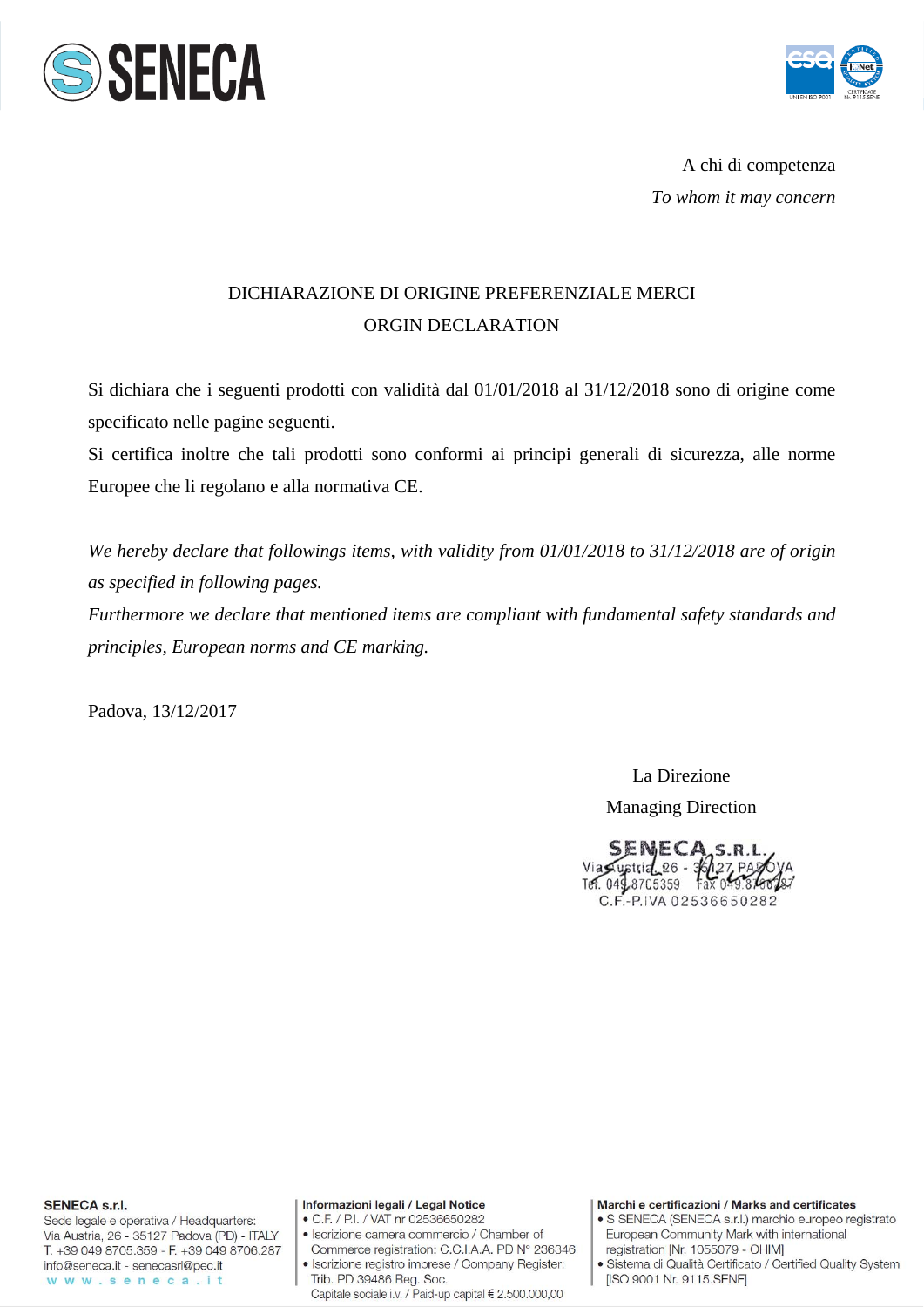A chi di competenza

*To whom it may concern*

DICHIARAZIONE DI ORIGINE PREFERENZIALE MERCI

ORGIN DECLARATION

Si dichiara che i seguenti prodotti con validità dal 01/01/2018 al 31/12/2018 sono di origine come specificato nelle pagine seguenti.

Si certifica inoltre che tali prodotti sono conformi ai principi generali di sicurezza, alle norme Europee che li regolano e alla normativa CE.

*We hereby declare that followings items, with validity from 01/01/2018 to 31/12/2018 are of origin as specified in following pages.*

*Furthermore we declare that mentioned items are compliant with fundamental safety standards and principles, European norms and CE marking.*

Padova, 13/12/2017

La Direzione

Managing Direction

SENECA S.R.L.
Via Austria, 26 - 35127 PADOVA
Tel. 049.8705359 Fax 049.8706287
C.F.-P.IVA 02536650282

**SENECA s.r.l.**
Sede legale e operativa / Headquarters:
Via Austria, 26 - 35127 Padova (PD) - ITALY
T. +39 049 8705.359 - F. +39 049 8706.287
info@seneca.it - senecasrl@pec.it
www.seneca.it

**Informazioni legali / Legal Notice**
- C.F. / P.I. / VAT nr 02536650282
- Iscrizione camera commercio / Chamber of Commerce registration: C.C.I.A.A. PD N° 236346
- Iscrizione registro imprese / Company Register: Trib. PD 39486 Reg. Soc.

Capitale sociale i.v. / Paid-up capital € 2.500.000,00

**Marchi e certificazioni / Marks and certificates**
- S SENECA (SENECA s.r.l.) marchio europeo registrato European Community Mark with international registration [Nr. 1055079 - OHIM]
- Sistema di Qualità Certificato / Certified Quality System [ISO 9001 Nr. 9115.SENE]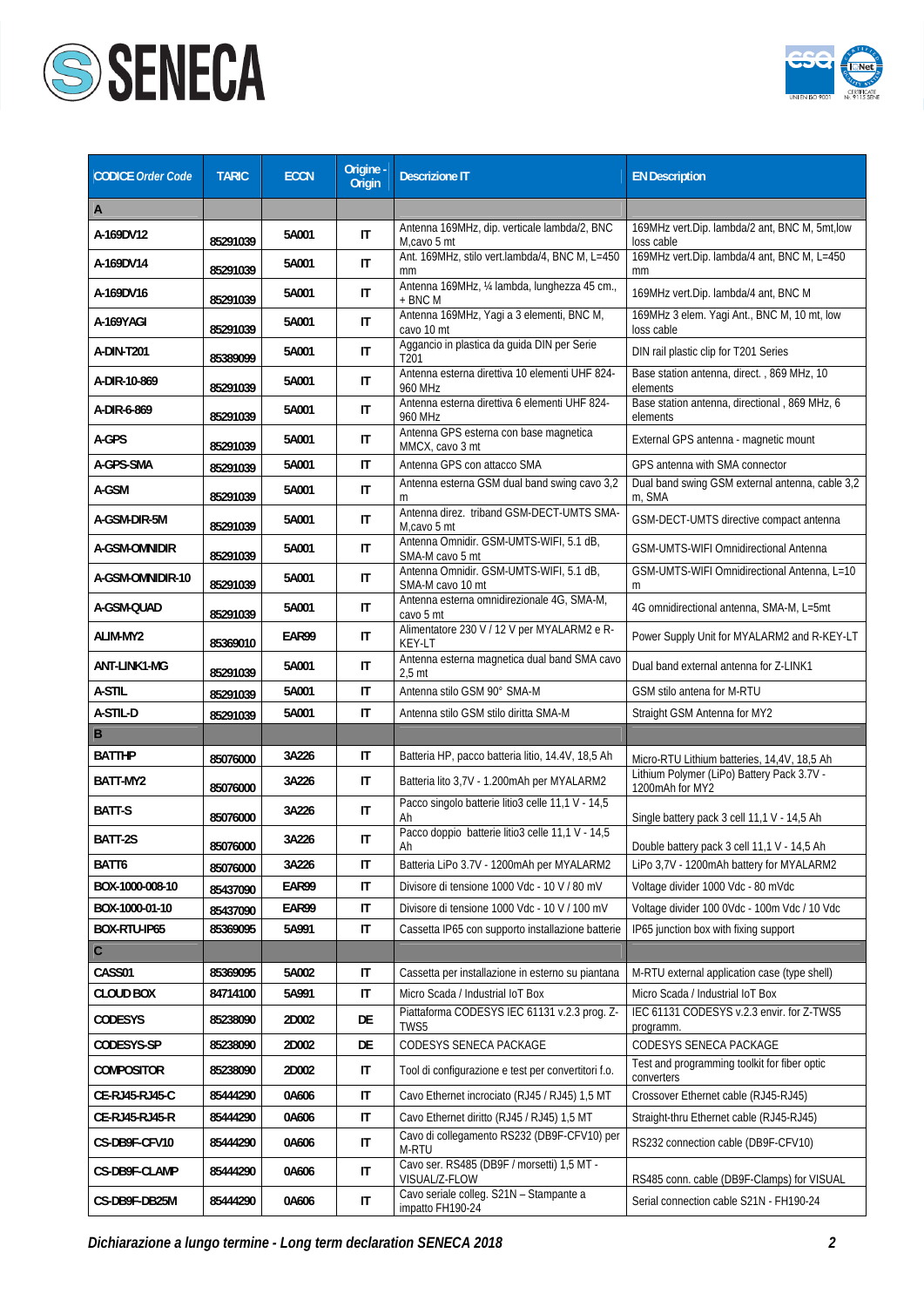| CODICE *Order Code* | TARIC | ECCN | Origine - Origin | Descrizione IT | EN Description |
|---|---|---|---|---|---|
| A | | | | | |
| A-169DV12 | 85291039 | 5A001 | IT | Antenna 169MHz, dip. verticale lambda/2, BNC M,cavo 5 mt | 169MHz vert.Dip. lambda/2 ant, BNC M, 5mt,low loss cable |
| A-169DV14 | 85291039 | 5A001 | IT | Ant. 169MHz, stilo vert.lambda/4, BNC M, L=450 mm | 169MHz vert.Dip. lambda/4 ant, BNC M, L=450 mm |
| A-169DV16 | 85291039 | 5A001 | IT | Antenna 169MHz, ¼ lambda, lunghezza 45 cm., + BNC M | 169MHz vert.Dip. lambda/4 ant, BNC M |
| A-169YAGI | 85291039 | 5A001 | IT | Antenna 169MHz, Yagi a 3 elementi, BNC M, cavo 10 mt | 169MHz 3 elem. Yagi Ant., BNC M, 10 mt, low loss cable |
| A-DIN-T201 | 85389099 | 5A001 | IT | Aggancio in plastica da guida DIN per Serie T201 | DIN rail plastic clip for T201 Series |
| A-DIR-10-869 | 85291039 | 5A001 | IT | Antenna esterna direttiva 10 elementi UHF 824-960 MHz | Base station antenna, direct. , 869 MHz, 10 elements |
| A-DIR-6-869 | 85291039 | 5A001 | IT | Antenna esterna direttiva 6 elementi UHF 824-960 MHz | Base station antenna, directional , 869 MHz, 6 elements |
| A-GPS | 85291039 | 5A001 | IT | Antenna GPS esterna con base magnetica MMCX, cavo 3 mt | External GPS antenna - magnetic mount |
| A-GPS-SMA | 85291039 | 5A001 | IT | Antenna GPS con attacco SMA | GPS antenna with SMA connector |
| A-GSM | 85291039 | 5A001 | IT | Antenna esterna GSM dual band swing cavo 3,2 m | Dual band swing GSM external antenna, cable 3,2 m, SMA |
| A-GSM-DIR-5M | 85291039 | 5A001 | IT | Antenna direz. triband GSM-DECT-UMTS SMA-M,cavo 5 mt | GSM-DECT-UMTS directive compact antenna |
| A-GSM-OMNIDIR | 85291039 | 5A001 | IT | Antenna Omnidir. GSM-UMTS-WIFI, 5.1 dB, SMA-M cavo 5 mt | GSM-UMTS-WIFI Omnidirectional Antenna |
| A-GSM-OMNIDIR-10 | 85291039 | 5A001 | IT | Antenna Omnidir. GSM-UMTS-WIFI, 5.1 dB, SMA-M cavo 10 mt | GSM-UMTS-WIFI Omnidirectional Antenna, L=10 m |
| A-GSM-QUAD | 85291039 | 5A001 | IT | Antenna esterna omnidirezionale 4G, SMA-M, cavo 5 mt | 4G omnidirectional antenna, SMA-M, L=5mt |
| ALIM-MY2 | 85369010 | EAR99 | IT | Alimentatore 230 V / 12 V per MYALARM2 e R-KEY-LT | Power Supply Unit for MYALARM2 and R-KEY-LT |
| ANT-LINK1-MG | 85291039 | 5A001 | IT | Antenna esterna magnetica dual band SMA cavo 2,5 mt | Dual band external antenna for Z-LINK1 |
| A-STIL | 85291039 | 5A001 | IT | Antenna stilo GSM 90° SMA-M | GSM stilo antena for M-RTU |
| A-STIL-D | 85291039 | 5A001 | IT | Antenna stilo GSM stilo diritta SMA-M | Straight GSM Antenna for MY2 |
| B | | | | | |
| BATTHP | 85076000 | 3A226 | IT | Batteria HP, pacco batteria litio, 14.4V, 18,5 Ah | Micro-RTU Lithium batteries, 14,4V, 18,5 Ah |
| BATT-MY2 | 85076000 | 3A226 | IT | Batteria lito 3,7V - 1.200mAh per MYALARM2 | Lithium Polymer (LiPo) Battery Pack 3.7V - 1200mAh for MY2 |
| BATT-S | 85076000 | 3A226 | IT | Pacco singolo batterie litio3 celle 11,1 V - 14,5 Ah | Single battery pack 3 cell 11,1 V - 14,5 Ah |
| BATT-2S | 85076000 | 3A226 | IT | Pacco doppio batterie litio3 celle 11,1 V - 14,5 Ah | Double battery pack 3 cell 11,1 V - 14,5 Ah |
| BATT6 | 85076000 | 3A226 | IT | Batteria LiPo 3.7V - 1200mAh per MYALARM2 | LiPo 3,7V - 1200mAh battery for MYALARM2 |
| BOX-1000-008-10 | 85437090 | EAR99 | IT | Divisore di tensione 1000 Vdc - 10 V / 80 mV | Voltage divider 1000 Vdc - 80 mVdc |
| BOX-1000-01-10 | 85437090 | EAR99 | IT | Divisore di tensione 1000 Vdc - 10 V / 100 mV | Voltage divider 100 0Vdc - 100m Vdc / 10 Vdc |
| BOX-RTU-IP65 | 85369095 | 5A991 | IT | Cassetta IP65 con supporto installazione batterie | IP65 junction box with fixing support |
| C | | | | | |
| CASS01 | 85369095 | 5A002 | IT | Cassetta per installazione in esterno su piantana | M-RTU external application case (type shell) |
| CLOUD BOX | 84714100 | 5A991 | IT | Micro Scada / Industrial IoT Box | Micro Scada / Industrial IoT Box |
| CODESYS | 85238090 | 2D002 | DE | Piattaforma CODESYS IEC 61131 v.2.3 prog. Z-TWS5 | IEC 61131 CODESYS v.2.3 envir. for Z-TWS5 programm. |
| CODESYS-SP | 85238090 | 2D002 | DE | CODESYS SENECA PACKAGE | CODESYS SENECA PACKAGE |
| COMPOSITOR | 85238090 | 2D002 | IT | Tool di configurazione e test per convertitori f.o. | Test and programming toolkit for fiber optic converters |
| CE-RJ45-RJ45-C | 85444290 | 0A606 | IT | Cavo Ethernet incrociato (RJ45 / RJ45) 1,5 MT | Crossover Ethernet cable (RJ45-RJ45) |
| CE-RJ45-RJ45-R | 85444290 | 0A606 | IT | Cavo Ethernet diritto (RJ45 / RJ45) 1,5 MT | Straight-thru Ethernet cable (RJ45-RJ45) |
| CS-DB9F-CFV10 | 85444290 | 0A606 | IT | Cavo di collegamento RS232 (DB9F-CFV10) per M-RTU | RS232 connection cable (DB9F-CFV10) |
| CS-DB9F-CLAMP | 85444290 | 0A606 | IT | Cavo ser. RS485 (DB9F / morsetti) 1,5 MT - VISUAL/Z-FLOW | RS485 conn. cable (DB9F-Clamps) for VISUAL |
| CS-DB9F-DB25M | 85444290 | 0A606 | IT | Cavo seriale colleg. S21N – Stampante a impatto FH190-24 | Serial connection cable S21N - FH190-24 |

*Dichiarazione a lungo termine - Long term declaration SENECA 2018*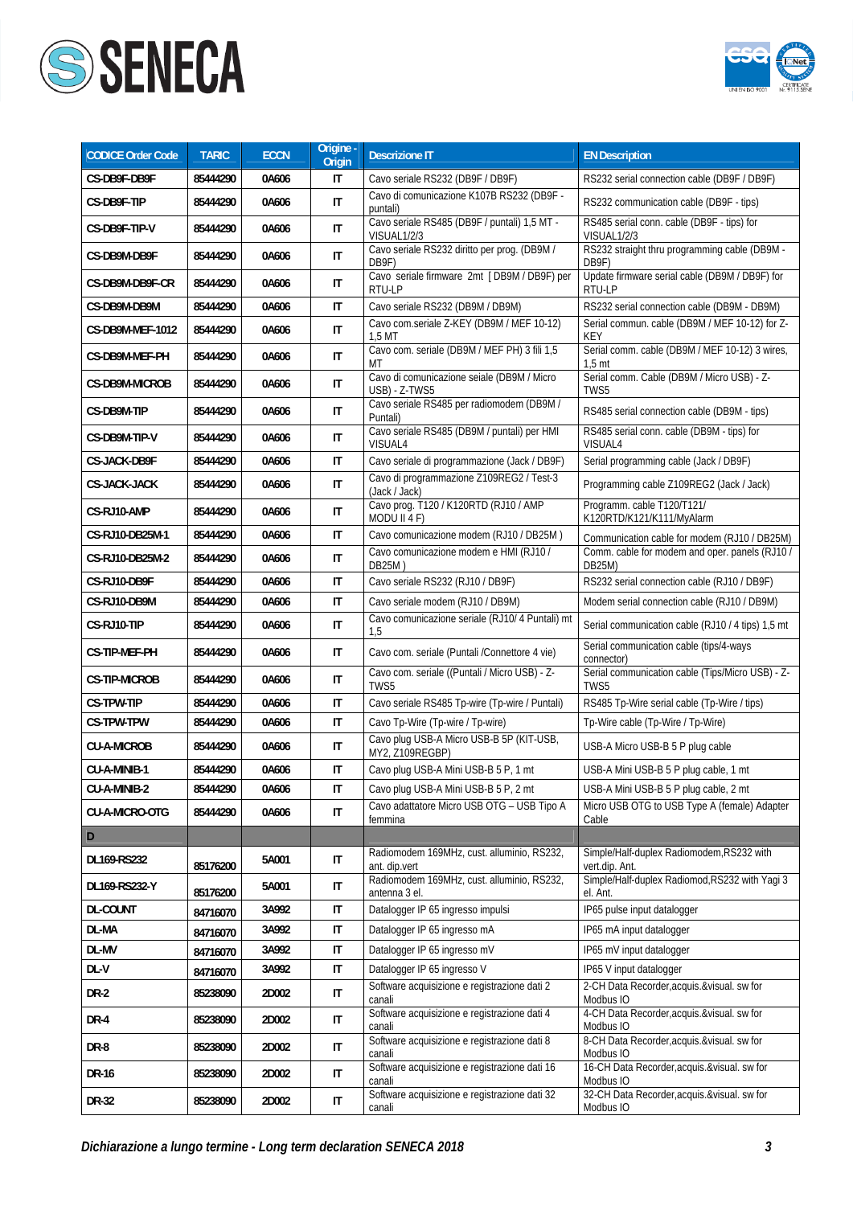| CODICE Order Code | TARIC | ECCN | Origine - Origin | Descrizione IT | EN Description |
|---|---|---|---|---|---|
| CS-DB9F-DB9F | 85444290 | 0A606 | IT | Cavo seriale RS232 (DB9F / DB9F) | RS232 serial connection cable (DB9F / DB9F) |
| CS-DB9F-TIP | 85444290 | 0A606 | IT | Cavo di comunicazione K107B RS232 (DB9F - puntali) | RS232 communication cable (DB9F - tips) |
| CS-DB9F-TIP-V | 85444290 | 0A606 | IT | Cavo seriale RS485 (DB9F / puntali) 1,5 MT - VISUAL1/2/3 | RS485 serial conn. cable (DB9F - tips) for VISUAL1/2/3 |
| CS-DB9M-DB9F | 85444290 | 0A606 | IT | Cavo seriale RS232 diritto per prog. (DB9M / DB9F) | RS232 straight thru programming cable (DB9M - DB9F) |
| CS-DB9M-DB9F-CR | 85444290 | 0A606 | IT | Cavo seriale firmware 2mt [ DB9M / DB9F) per RTU-LP | Update firmware serial cable (DB9M / DB9F) for RTU-LP |
| CS-DB9M-DB9M | 85444290 | 0A606 | IT | Cavo seriale RS232 (DB9M / DB9M) | RS232 serial connection cable (DB9M - DB9M) |
| CS-DB9M-MEF-1012 | 85444290 | 0A606 | IT | Cavo com.seriale Z-KEY (DB9M / MEF 10-12) 1,5 MT | Serial commun. cable (DB9M / MEF 10-12) for Z-KEY |
| CS-DB9M-MEF-PH | 85444290 | 0A606 | IT | Cavo com. seriale (DB9M / MEF PH) 3 fili 1,5 MT | Serial comm. cable (DB9M / MEF 10-12) 3 wires, 1,5 mt |
| CS-DB9M-MICROB | 85444290 | 0A606 | IT | Cavo di comunicazione seiale (DB9M / Micro USB) - Z-TWS5 | Serial comm. Cable (DB9M / Micro USB) - Z-TWS5 |
| CS-DB9M-TIP | 85444290 | 0A606 | IT | Cavo seriale RS485 per radiomodem (DB9M / Puntali) | RS485 serial connection cable (DB9M - tips) |
| CS-DB9M-TIP-V | 85444290 | 0A606 | IT | Cavo seriale RS485 (DB9M / puntali) per HMI VISUAL4 | RS485 serial conn. cable (DB9M - tips) for VISUAL4 |
| CS-JACK-DB9F | 85444290 | 0A606 | IT | Cavo seriale di programmazione (Jack / DB9F) | Serial programming cable (Jack / DB9F) |
| CS-JACK-JACK | 85444290 | 0A606 | IT | Cavo di programmazione Z109REG2 / Test-3 (Jack / Jack) | Programming cable Z109REG2 (Jack / Jack) |
| CS-RJ10-AMP | 85444290 | 0A606 | IT | Cavo prog. T120 / K120RTD (RJ10 / AMP MODU II 4 F) | Programm. cable T120/T121/ K120RTD/K121/K111/MyAlarm |
| CS-RJ10-DB25M-1 | 85444290 | 0A606 | IT | Cavo comunicazione modem (RJ10 / DB25M ) | Communication cable for modem (RJ10 / DB25M) |
| CS-RJ10-DB25M-2 | 85444290 | 0A606 | IT | Cavo comunicazione modem e HMI (RJ10 / DB25M ) | Comm. cable for modem and oper. panels (RJ10 / DB25M) |
| CS-RJ10-DB9F | 85444290 | 0A606 | IT | Cavo seriale RS232 (RJ10 / DB9F) | RS232 serial connection cable (RJ10 / DB9F) |
| CS-RJ10-DB9M | 85444290 | 0A606 | IT | Cavo seriale modem (RJ10 / DB9M) | Modem serial connection cable (RJ10 / DB9M) |
| CS-RJ10-TIP | 85444290 | 0A606 | IT | Cavo comunicazione seriale (RJ10/ 4 Puntali) mt 1,5 | Serial communication cable (RJ10 / 4 tips) 1,5 mt |
| CS-TIP-MEF-PH | 85444290 | 0A606 | IT | Cavo com. seriale (Puntali /Connettore 4 vie) | Serial communication cable (tips/4-ways connector) |
| CS-TIP-MICROB | 85444290 | 0A606 | IT | Cavo com. seriale ((Puntali / Micro USB) - Z-TWS5 | Serial communication cable (Tips/Micro USB) - Z-TWS5 |
| CS-TPW-TIP | 85444290 | 0A606 | IT | Cavo seriale RS485 Tp-wire (Tp-wire / Puntali) | RS485 Tp-Wire serial cable (Tp-Wire / tips) |
| CS-TPW-TPW | 85444290 | 0A606 | IT | Cavo Tp-Wire (Tp-wire / Tp-wire) | Tp-Wire cable (Tp-Wire / Tp-Wire) |
| CU-A-MICROB | 85444290 | 0A606 | IT | Cavo plug USB-A Micro USB-B 5P (KIT-USB, MY2, Z109REGBP) | USB-A Micro USB-B 5 P plug cable |
| CU-A-MINIB-1 | 85444290 | 0A606 | IT | Cavo plug USB-A Mini USB-B 5 P, 1 mt | USB-A Mini USB-B 5 P plug cable, 1 mt |
| CU-A-MINIB-2 | 85444290 | 0A606 | IT | Cavo plug USB-A Mini USB-B 5 P, 2 mt | USB-A Mini USB-B 5 P plug cable, 2 mt |
| CU-A-MICRO-OTG | 85444290 | 0A606 | IT | Cavo adattatore Micro USB OTG – USB Tipo A femmina | Micro USB OTG to USB Type A (female) Adapter Cable |
| **D** | | | | | |
| DL169-RS232 | 85176200 | 5A001 | IT | Radiomodem 169MHz, cust. alluminio, RS232, ant. dip.vert | Simple/Half-duplex Radiomodem,RS232 with vert.dip. Ant. |
| DL169-RS232-Y | 85176200 | 5A001 | IT | Radiomodem 169MHz, cust. alluminio, RS232, antenna 3 el. | Simple/Half-duplex Radiomod,RS232 with Yagi 3 el. Ant. |
| DL-COUNT | 84716070 | 3A992 | IT | Datalogger IP 65 ingresso impulsi | IP65 pulse input datalogger |
| DL-MA | 84716070 | 3A992 | IT | Datalogger IP 65 ingresso mA | IP65 mA input datalogger |
| DL-MV | 84716070 | 3A992 | IT | Datalogger IP 65 ingresso mV | IP65 mV input datalogger |
| DL-V | 84716070 | 3A992 | IT | Datalogger IP 65 ingresso V | IP65 V input datalogger |
| DR-2 | 85238090 | 2D002 | IT | Software acquisizione e registrazione dati 2 canali | 2-CH Data Recorder,acquis.&visual. sw for Modbus IO |
| DR-4 | 85238090 | 2D002 | IT | Software acquisizione e registrazione dati 4 canali | 4-CH Data Recorder,acquis.&visual. sw for Modbus IO |
| DR-8 | 85238090 | 2D002 | IT | Software acquisizione e registrazione dati 8 canali | 8-CH Data Recorder,acquis.&visual. sw for Modbus IO |
| DR-16 | 85238090 | 2D002 | IT | Software acquisizione e registrazione dati 16 canali | 16-CH Data Recorder,acquis.&visual. sw for Modbus IO |
| DR-32 | 85238090 | 2D002 | IT | Software acquisizione e registrazione dati 32 canali | 32-CH Data Recorder,acquis.&visual. sw for Modbus IO |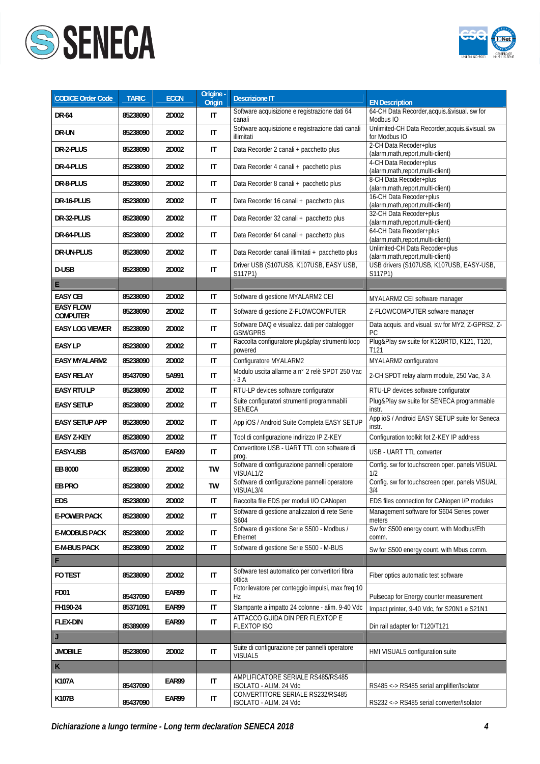| CODICE Order Code | TARIC | ECCN | Origine - Origin | Descrizione IT | EN Description |
|---|---|---|---|---|---|
| DR-64 | 85238090 | 2D002 | IT | Software acquisizione e registrazione dati 64 canali | 64-CH Data Recorder,acquis.&visual. sw for Modbus IO |
| DR-UN | 85238090 | 2D002 | IT | Software acquisizione e registrazione dati canali illimitati | Unlimited-CH Data Recorder,acquis.&visual. sw for Modbus IO |
| DR-2-PLUS | 85238090 | 2D002 | IT | Data Recorder 2 canali + pacchetto plus | 2-CH Data Recoder+plus (alarm,math,report,multi-client) |
| DR-4-PLUS | 85238090 | 2D002 | IT | Data Recorder 4 canali + pacchetto plus | 4-CH Data Recoder+plus (alarm,math,report,multi-client) |
| DR-8-PLUS | 85238090 | 2D002 | IT | Data Recorder 8 canali + pacchetto plus | 8-CH Data Recoder+plus (alarm,math,report,multi-client) |
| DR-16-PLUS | 85238090 | 2D002 | IT | Data Recorder 16 canali + pacchetto plus | 16-CH Data Recoder+plus (alarm,math,report,multi-client) |
| DR-32-PLUS | 85238090 | 2D002 | IT | Data Recorder 32 canali + pacchetto plus | 32-CH Data Recoder+plus (alarm,math,report,multi-client) |
| DR-64-PLUS | 85238090 | 2D002 | IT | Data Recorder 64 canali + pacchetto plus | 64-CH Data Recoder+plus (alarm,math,report,multi-client) |
| DR-UN-PLUS | 85238090 | 2D002 | IT | Data Recorder canali illimitati + pacchetto plus | Unlimited-CH Data Recoder+plus (alarm,math,report,multi-client) |
| D-USB | 85238090 | 2D002 | IT | Driver USB (S107USB, K107USB, EASY USB, S117P1) | USB drivers (S107USB, K107USB, EASY-USB, S117P1) |
| E | | | | | |
| EASY CEI | 85238090 | 2D002 | IT | Software di gestione MYALARM2 CEI | MYALARM2 CEI software manager |
| EASY FLOW COMPUTER | 85238090 | 2D002 | IT | Software di gestione Z-FLOWCOMPUTER | Z-FLOWCOMPUTER sofware manager |
| EASY LOG VIEWER | 85238090 | 2D002 | IT | Software DAQ e visualizz. dati per datalogger GSM/GPRS | Data acquis. and visual. sw for MY2, Z-GPRS2, Z-PC |
| EASY LP | 85238090 | 2D002 | IT | Raccolta configuratore plug&play strumenti loop powered | Plug&Play sw suite for K120RTD, K121, T120, T121 |
| EASY MYALARM2 | 85238090 | 2D002 | IT | Configuratore MYALARM2 | MYALARM2 configuratore |
| EASY RELAY | 85437090 | 5A991 | IT | Modulo uscita allarme a n° 2 relè SPDT 250 Vac - 3 A | 2-CH SPDT relay alarm module, 250 Vac, 3 A |
| EASY RTU LP | 85238090 | 2D002 | IT | RTU-LP devices software configurator | RTU-LP devices software configurator |
| EASY SETUP | 85238090 | 2D002 | IT | Suite configuratori strumenti programmabili SENECA | Plug&Play sw suite for SENECA programmable instr. |
| EASY SETUP APP | 85238090 | 2D002 | IT | App iOS / Android Suite Completa EASY SETUP | App ioS / Android EASY SETUP suite for Seneca instr. |
| EASY Z-KEY | 85238090 | 2D002 | IT | Tool di configurazione indirizzo IP Z-KEY | Configuration toolkit fot Z-KEY IP address |
| EASY-USB | 85437090 | EAR99 | IT | Convertitore USB - UART TTL con software di prog. | USB - UART TTL converter |
| EB 8000 | 85238090 | 2D002 | TW | Software di configurazione pannelli operatore VISUAL1/2 | Config. sw for touchscreen oper. panels VISUAL 1/2 |
| EB PRO | 85238090 | 2D002 | TW | Software di configurazione pannelli operatore VISUAL3/4 | Config. sw for touchscreen oper. panels VISUAL 3/4 |
| EDS | 85238090 | 2D002 | IT | Raccolta file EDS per moduli I/O CANopen | EDS files connection for CANopen I/P modules |
| E-POWER PACK | 85238090 | 2D002 | IT | Software di gestione analizzatori di rete Serie S604 | Management software for S604 Series power meters |
| E-MODBUS PACK | 85238090 | 2D002 | IT | Software di gestione Serie S500 - Modbus / Ethernet | Sw for S500 energy count. with Modbus/Eth comm. |
| E-M-BUS PACK | 85238090 | 2D002 | IT | Software di gestione Serie S500 - M-BUS | Sw for S500 energy count. with Mbus comm. |
| F | | | | | |
| FO TEST | 85238090 | 2D002 | IT | Software test automatico per convertitori fibra ottica | Fiber optics automatic test software |
| FD01 | 85437090 | EAR99 | IT | Fotorilevatore per conteggio impulsi, max freq 10 Hz | Pulsecap for Energy counter measurement |
| FH190-24 | 85371091 | EAR99 | IT | Stampante a impatto 24 colonne - alim. 9-40 Vdc | Impact printer, 9-40 Vdc, for S20N1 e S21N1 |
| FLEX-DIN | 85389099 | EAR99 | IT | ATTACCO GUIDA DIN PER FLEXTOP E FLEXTOP ISO | Din rail adapter for T120/T121 |
| J | | | | | |
| JMOBILE | 85238090 | 2D002 | IT | Suite di configurazione per pannelli operatore VISUAL5 | HMI VISUAL5 configuration suite |
| K | | | | | |
| K107A | 85437090 | EAR99 | IT | AMPLIFICATORE SERIALE RS485/RS485 ISOLATO - ALIM. 24 Vdc | RS485 <-> RS485 serial amplifier/Isolator |
| K107B | 85437090 | EAR99 | IT | CONVERTITORE SERIALE RS232/RS485 ISOLATO - ALIM. 24 Vdc | RS232 <-> RS485 serial converter/Isolator |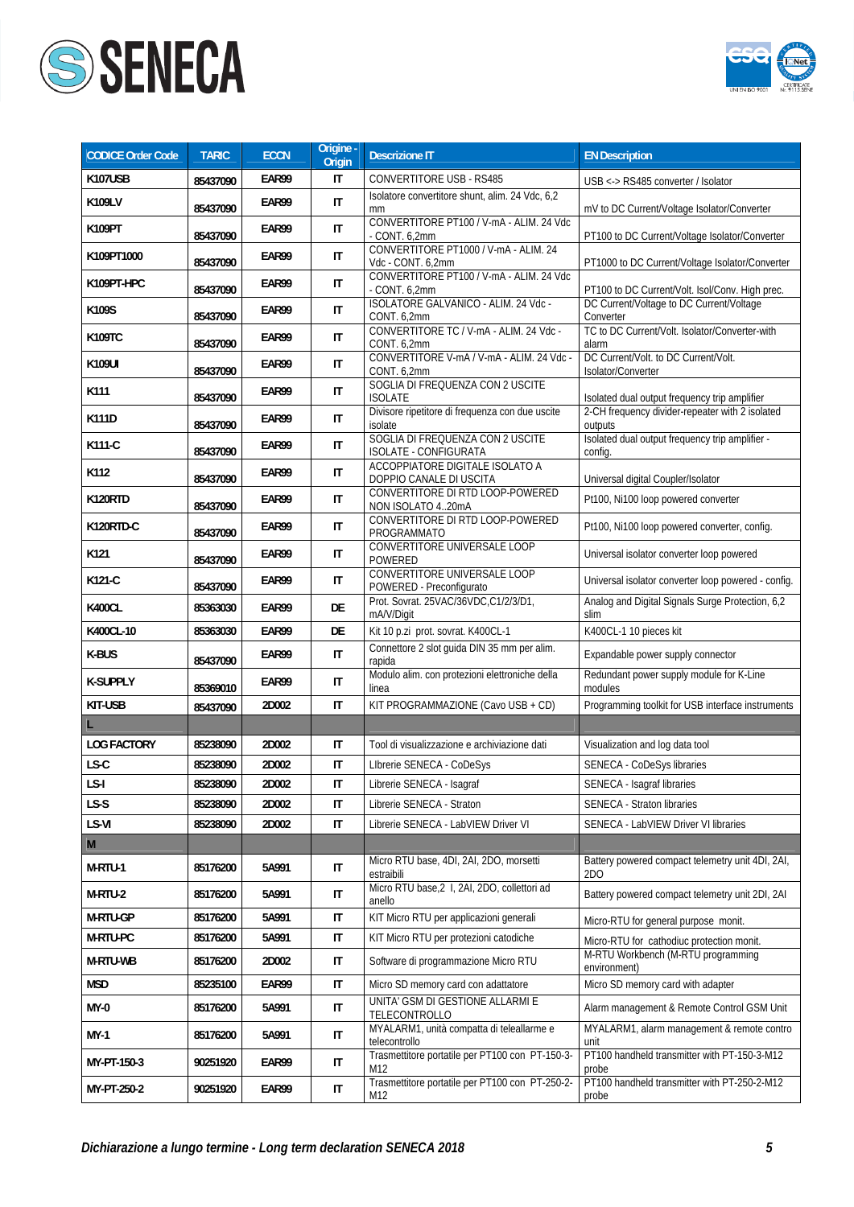| CODICE Order Code | TARIC | ECCN | Origine - Origin | Descrizione IT | EN Description |
|---|---|---|---|---|---|
| K107USB | 85437090 | EAR99 | IT | CONVERTITORE USB - RS485 | USB <-> RS485 converter / Isolator |
| K109LV | 85437090 | EAR99 | IT | Isolatore convertitore shunt, alim. 24 Vdc, 6,2 mm | mV to DC Current/Voltage Isolator/Converter |
| K109PT | 85437090 | EAR99 | IT | CONVERTITORE PT100 / V-mA - ALIM. 24 Vdc - CONT. 6,2mm | PT100 to DC Current/Voltage Isolator/Converter |
| K109PT1000 | 85437090 | EAR99 | IT | CONVERTITORE PT1000 / V-mA - ALIM. 24 Vdc - CONT. 6,2mm | PT1000 to DC Current/Voltage Isolator/Converter |
| K109PT-HPC | 85437090 | EAR99 | IT | CONVERTITORE PT100 / V-mA - ALIM. 24 Vdc - CONT. 6,2mm | PT100 to DC Current/Volt. Isol/Conv. High prec. |
| K109S | 85437090 | EAR99 | IT | ISOLATORE GALVANICO - ALIM. 24 Vdc - CONT. 6,2mm | DC Current/Voltage to DC Current/Voltage Converter |
| K109TC | 85437090 | EAR99 | IT | CONVERTITORE TC / V-mA - ALIM. 24 Vdc - CONT. 6,2mm | TC to DC Current/Volt. Isolator/Converter-with alarm |
| K109UI | 85437090 | EAR99 | IT | CONVERTITORE V-mA / V-mA - ALIM. 24 Vdc - CONT. 6,2mm | DC Current/Volt. to DC Current/Volt. Isolator/Converter |
| K111 | 85437090 | EAR99 | IT | SOGLIA DI FREQUENZA CON 2 USCITE ISOLATE | Isolated dual output frequency trip amplifier |
| K111D | 85437090 | EAR99 | IT | Divisore ripetitore di frequenza con due uscite isolate | 2-CH frequency divider-repeater with 2 isolated outputs |
| K111-C | 85437090 | EAR99 | IT | SOGLIA DI FREQUENZA CON 2 USCITE ISOLATE - CONFIGURATA | Isolated dual output frequency trip amplifier - config. |
| K112 | 85437090 | EAR99 | IT | ACCOPPIATORE DIGITALE ISOLATO A DOPPIO CANALE DI USCITA | Universal digital Coupler/Isolator |
| K120RTD | 85437090 | EAR99 | IT | CONVERTITORE DI RTD LOOP-POWERED NON ISOLATO 4..20mA | Pt100, Ni100 loop powered converter |
| K120RTD-C | 85437090 | EAR99 | IT | CONVERTITORE DI RTD LOOP-POWERED PROGRAMMATO | Pt100, Ni100 loop powered converter, config. |
| K121 | 85437090 | EAR99 | IT | CONVERTITORE UNIVERSALE LOOP POWERED | Universal isolator converter loop powered |
| K121-C | 85437090 | EAR99 | IT | CONVERTITORE UNIVERSALE LOOP POWERED - Preconfigurato | Universal isolator converter loop powered - config. |
| K400CL | 85363030 | EAR99 | DE | Prot. Sovrat. 25VAC/36VDC,C1/2/3/D1, mA/V/Digit | Analog and Digital Signals Surge Protection, 6,2 slim |
| K400CL-10 | 85363030 | EAR99 | DE | Kit 10 p.zi prot. sovrat. K400CL-1 | K400CL-1 10 pieces kit |
| K-BUS | 85437090 | EAR99 | IT | Connettore 2 slot guida DIN 35 mm per alim. rapida | Expandable power supply connector |
| K-SUPPLY | 85369010 | EAR99 | IT | Modulo alim. con protezioni elettroniche della linea | Redundant power supply module for K-Line modules |
| KIT-USB | 85437090 | 2D002 | IT | KIT PROGRAMMAZIONE (Cavo USB + CD) | Programming toolkit for USB interface instruments |
| L | | | | | |
| LOG FACTORY | 85238090 | 2D002 | IT | Tool di visualizzazione e archiviazione dati | Visualization and log data tool |
| LS-C | 85238090 | 2D002 | IT | LIbrerie SENECA - CoDeSys | SENECA - CoDeSys libraries |
| LS-I | 85238090 | 2D002 | IT | Librerie SENECA - Isagraf | SENECA - Isagraf libraries |
| LS-S | 85238090 | 2D002 | IT | Librerie SENECA - Straton | SENECA - Straton libraries |
| LS-VI | 85238090 | 2D002 | IT | Librerie SENECA - LabVIEW Driver VI | SENECA - LabVIEW Driver VI libraries |
| M | | | | | |
| M-RTU-1 | 85176200 | 5A991 | IT | Micro RTU base, 4DI, 2AI, 2DO, morsetti estraibili | Battery powered compact telemetry unit 4DI, 2AI, 2DO |
| M-RTU-2 | 85176200 | 5A991 | IT | Micro RTU base,2 I, 2AI, 2DO, collettori ad anello | Battery powered compact telemetry unit 2DI, 2AI |
| M-RTU-GP | 85176200 | 5A991 | IT | KIT Micro RTU per applicazioni generali | Micro-RTU for general purpose monit. |
| M-RTU-PC | 85176200 | 5A991 | IT | KIT Micro RTU per protezioni catodiche | Micro-RTU for cathodiuc protection monit. |
| M-RTU-WB | 85176200 | 2D002 | IT | Software di programmazione Micro RTU | M-RTU Workbench (M-RTU programming environment) |
| MSD | 85235100 | EAR99 | IT | Micro SD memory card con adattatore | Micro SD memory card with adapter |
| MY-0 | 85176200 | 5A991 | IT | UNITA' GSM DI GESTIONE ALLARMI E TELECONTROLLO | Alarm management & Remote Control GSM Unit |
| MY-1 | 85176200 | 5A991 | IT | MYALARM1, unità compatta di teleallarme e telecontrollo | MYALARM1, alarm management & remote contro unit |
| MY-PT-150-3 | 90251920 | EAR99 | IT | Trasmettitore portatile per PT100 con PT-150-3-M12 | PT100 handheld transmitter with PT-150-3-M12 probe |
| MY-PT-250-2 | 90251920 | EAR99 | IT | Trasmettitore portatile per PT100 con PT-250-2-M12 | PT100 handheld transmitter with PT-250-2-M12 probe |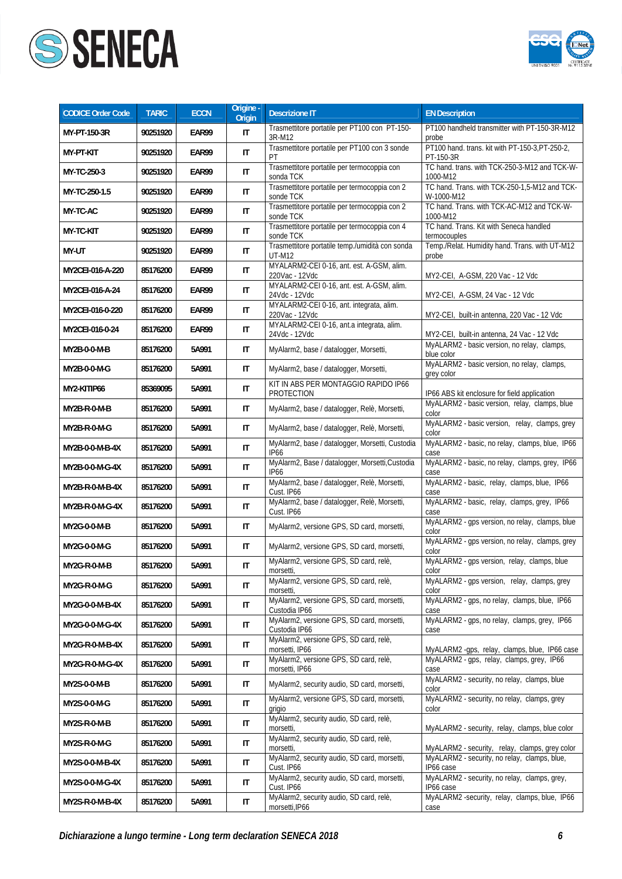| CODICE Order Code | TARIC | ECCN | Origine - Origin | Descrizione IT | EN Description |
|---|---|---|---|---|---|
| MY-PT-150-3R | 90251920 | EAR99 | IT | Trasmettitore portatile per PT100 con PT-150-3R-M12 | PT100 handheld transmitter with PT-150-3R-M12 probe |
| MY-PT-KIT | 90251920 | EAR99 | IT | Trasmettitore portatile per PT100 con 3 sonde PT | PT100 hand. trans. kit with PT-150-3,PT-250-2, PT-150-3R |
| MY-TC-250-3 | 90251920 | EAR99 | IT | Trasmettitore portatile per termocoppia con sonda TCK | TC hand. trans. with TCK-250-3-M12 and TCK-W-1000-M12 |
| MY-TC-250-1.5 | 90251920 | EAR99 | IT | Trasmettitore portatile per termocoppia con 2 sonde TCK | TC hand. Trans. with TCK-250-1,5-M12 and TCK-W-1000-M12 |
| MY-TC-AC | 90251920 | EAR99 | IT | Trasmettitore portatile per termocoppia con 2 sonde TCK | TC hand. Trans. with TCK-AC-M12 and TCK-W-1000-M12 |
| MY-TC-KIT | 90251920 | EAR99 | IT | Trasmettitore portatile per termocoppia con 4 sonde TCK | TC hand. Trans. Kit with Seneca handled termocouples |
| MY-UT | 90251920 | EAR99 | IT | Trasmettitore portatile temp./umidità con sonda UT-M12 | Temp./Relat. Humidity hand. Trans. with UT-M12 probe |
| MY2CEI-016-A-220 | 85176200 | EAR99 | IT | MYALARM2-CEI 0-16, ant. est. A-GSM, alim. 220Vac - 12Vdc | MY2-CEI, A-GSM, 220 Vac - 12 Vdc |
| MY2CEI-016-A-24 | 85176200 | EAR99 | IT | MYALARM2-CEI 0-16, ant. est. A-GSM, alim. 24Vdc - 12Vdc | MY2-CEI, A-GSM, 24 Vac - 12 Vdc |
| MY2CEI-016-0-220 | 85176200 | EAR99 | IT | MYALARM2-CEI 0-16, ant. integrata, alim. 220Vac - 12Vdc | MY2-CEI, built-in antenna, 220 Vac - 12 Vdc |
| MY2CEI-016-0-24 | 85176200 | EAR99 | IT | MYALARM2-CEI 0-16, ant.a integrata, alim. 24Vdc - 12Vdc | MY2-CEI, built-in antenna, 24 Vac - 12 Vdc |
| MY2B-0-0-M-B | 85176200 | 5A991 | IT | MyAlarm2, base / datalogger, Morsetti, | MyALARM2 - basic version, no relay, clamps, blue color |
| MY2B-0-0-M-G | 85176200 | 5A991 | IT | MyAlarm2, base / datalogger, Morsetti, | MyALARM2 - basic version, no relay, clamps, grey color |
| MY2-KITIP66 | 85369095 | 5A991 | IT | KIT IN ABS PER MONTAGGIO RAPIDO IP66 PROTECTION | IP66 ABS kit enclosure for field application |
| MY2B-R-0-M-B | 85176200 | 5A991 | IT | MyAlarm2, base / datalogger, Relè, Morsetti, | MyALARM2 - basic version, relay, clamps, blue color |
| MY2B-R-0-M-G | 85176200 | 5A991 | IT | MyAlarm2, base / datalogger, Relè, Morsetti, | MyALARM2 - basic version, relay, clamps, grey color |
| MY2B-0-0-M-B-4X | 85176200 | 5A991 | IT | MyAlarm2, base / datalogger, Morsetti, Custodia IP66 | MyALARM2 - basic, no relay, clamps, blue, IP66 case |
| MY2B-0-0-M-G-4X | 85176200 | 5A991 | IT | MyAlarm2, Base / datalogger, Morsetti,Custodia IP66 | MyALARM2 - basic, no relay, clamps, grey, IP66 case |
| MY2B-R-0-M-B-4X | 85176200 | 5A991 | IT | MyAlarm2, base / datalogger, Relè, Morsetti, Cust. IP66 | MyALARM2 - basic, relay, clamps, blue, IP66 case |
| MY2B-R-0-M-G-4X | 85176200 | 5A991 | IT | MyAlarm2, base / datalogger, Relè, Morsetti, Cust. IP66 | MyALARM2 - basic, relay, clamps, grey, IP66 case |
| MY2G-0-0-M-B | 85176200 | 5A991 | IT | MyAlarm2, versione GPS, SD card, morsetti, | MyALARM2 - gps version, no relay, clamps, blue color |
| MY2G-0-0-M-G | 85176200 | 5A991 | IT | MyAlarm2, versione GPS, SD card, morsetti, | MyALARM2 - gps version, no relay, clamps, grey color |
| MY2G-R-0-M-B | 85176200 | 5A991 | IT | MyAlarm2, versione GPS, SD card, relè, morsetti, | MyALARM2 - gps version, relay, clamps, blue color |
| MY2G-R-0-M-G | 85176200 | 5A991 | IT | MyAlarm2, versione GPS, SD card, relè, morsetti, | MyALARM2 - gps version, relay, clamps, grey color |
| MY2G-0-0-M-B-4X | 85176200 | 5A991 | IT | MyAlarm2, versione GPS, SD card, morsetti, Custodia IP66 | MyALARM2 - gps, no relay, clamps, blue, IP66 case |
| MY2G-0-0-M-G-4X | 85176200 | 5A991 | IT | MyAlarm2, versione GPS, SD card, morsetti, Custodia IP66 | MyALARM2 - gps, no relay, clamps, grey, IP66 case |
| MY2G-R-0-M-B-4X | 85176200 | 5A991 | IT | MyAlarm2, versione GPS, SD card, relè, morsetti, IP66 | MyALARM2 -gps, relay, clamps, blue, IP66 case |
| MY2G-R-0-M-G-4X | 85176200 | 5A991 | IT | MyAlarm2, versione GPS, SD card, relè, morsetti, IP66 | MyALARM2 - gps, relay, clamps, grey, IP66 case |
| MY2S-0-0-M-B | 85176200 | 5A991 | IT | MyAlarm2, security audio, SD card, morsetti, | MyALARM2 - security, no relay, clamps, blue color |
| MY2S-0-0-M-G | 85176200 | 5A991 | IT | MyAlarm2, versione GPS, SD card, morsetti, grigio | MyALARM2 - security, no relay, clamps, grey color |
| MY2S-R-0-M-B | 85176200 | 5A991 | IT | MyAlarm2, security audio, SD card, relè, morsetti, | MyALARM2 - security, relay, clamps, blue color |
| MY2S-R-0-M-G | 85176200 | 5A991 | IT | MyAlarm2, security audio, SD card, relè, morsetti, | MyALARM2 - security, relay, clamps, grey color |
| MY2S-0-0-M-B-4X | 85176200 | 5A991 | IT | MyAlarm2, security audio, SD card, morsetti, Cust. IP66 | MyALARM2 - security, no relay, clamps, blue, IP66 case |
| MY2S-0-0-M-G-4X | 85176200 | 5A991 | IT | MyAlarm2, security audio, SD card, morsetti, Cust. IP66 | MyALARM2 - security, no relay, clamps, grey, IP66 case |
| MY2S-R-0-M-B-4X | 85176200 | 5A991 | IT | MyAlarm2, security audio, SD card, relè, morsetti,IP66 | MyALARM2 -security, relay, clamps, blue, IP66 case |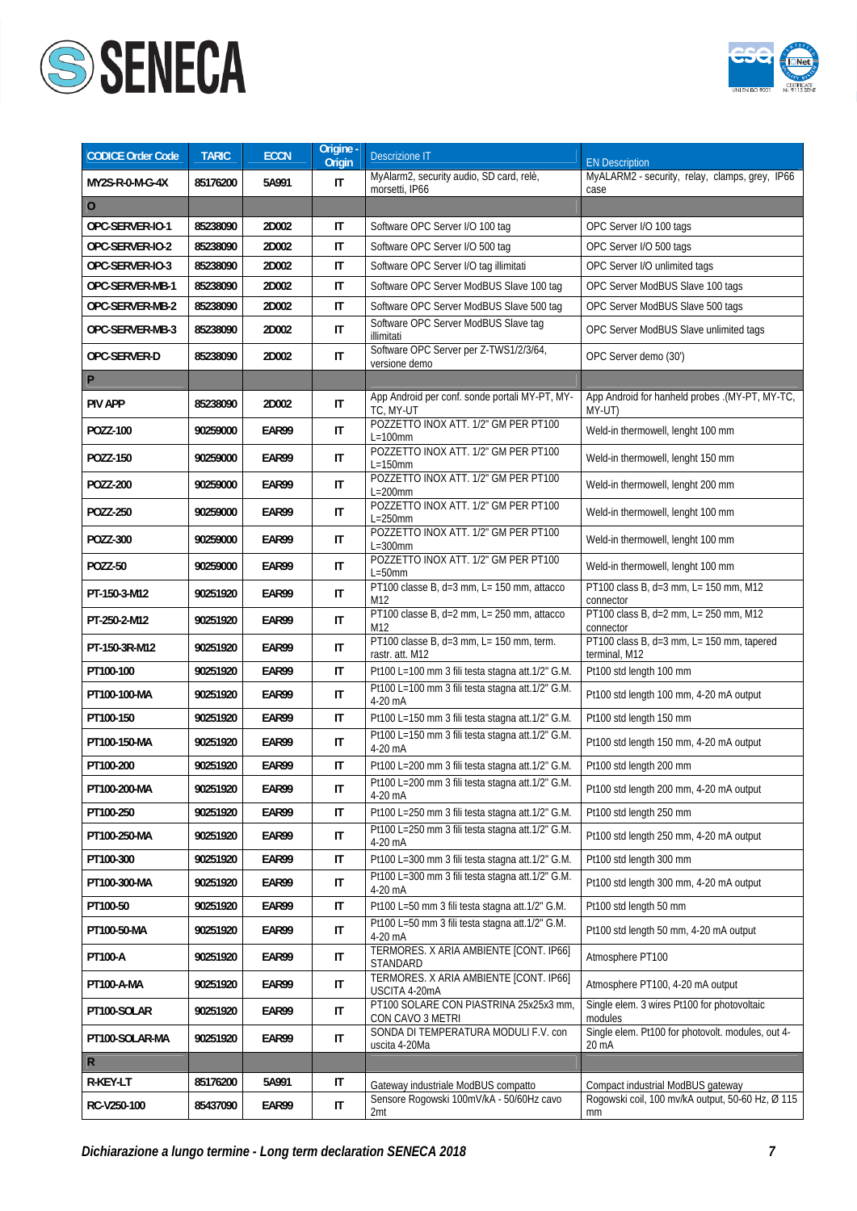| CODICE Order Code | TARIC | ECCN | Origine - Origin | Descrizione IT | EN Description |
|---|---|---|---|---|---|
| MY2S-R-0-M-G-4X | 85176200 | 5A991 | IT | MyAlarm2, security audio, SD card, relè, morsetti, IP66 | MyALARM2 - security, relay, clamps, grey, IP66 case |
| **O** | | | | | |
| OPC-SERVER-IO-1 | 85238090 | 2D002 | IT | Software OPC Server I/O 100 tag | OPC Server I/O 100 tags |
| OPC-SERVER-IO-2 | 85238090 | 2D002 | IT | Software OPC Server I/O 500 tag | OPC Server I/O 500 tags |
| OPC-SERVER-IO-3 | 85238090 | 2D002 | IT | Software OPC Server I/O tag illimitati | OPC Server I/O unlimited tags |
| OPC-SERVER-MB-1 | 85238090 | 2D002 | IT | Software OPC Server ModBUS Slave 100 tag | OPC Server ModBUS Slave 100 tags |
| OPC-SERVER-MB-2 | 85238090 | 2D002 | IT | Software OPC Server ModBUS Slave 500 tag | OPC Server ModBUS Slave 500 tags |
| OPC-SERVER-MB-3 | 85238090 | 2D002 | IT | Software OPC Server ModBUS Slave tag illimitati | OPC Server ModBUS Slave unlimited tags |
| OPC-SERVER-D | 85238090 | 2D002 | IT | Software OPC Server per Z-TWS1/2/3/64, versione demo | OPC Server demo (30') |
| **P** | | | | | |
| PIV APP | 85238090 | 2D002 | IT | App Android per conf. sonde portali MY-PT, MY-TC, MY-UT | App Android for hanheld probes .(MY-PT, MY-TC, MY-UT) |
| POZZ-100 | 90259000 | EAR99 | IT | POZZETTO INOX ATT. 1/2" GM PER PT100 L=100mm | Weld-in thermowell, lenght 100 mm |
| POZZ-150 | 90259000 | EAR99 | IT | POZZETTO INOX ATT. 1/2" GM PER PT100 L=150mm | Weld-in thermowell, lenght 150 mm |
| POZZ-200 | 90259000 | EAR99 | IT | POZZETTO INOX ATT. 1/2" GM PER PT100 L=200mm | Weld-in thermowell, lenght 200 mm |
| POZZ-250 | 90259000 | EAR99 | IT | POZZETTO INOX ATT. 1/2" GM PER PT100 L=250mm | Weld-in thermowell, lenght 100 mm |
| POZZ-300 | 90259000 | EAR99 | IT | POZZETTO INOX ATT. 1/2" GM PER PT100 L=300mm | Weld-in thermowell, lenght 100 mm |
| POZZ-50 | 90259000 | EAR99 | IT | POZZETTO INOX ATT. 1/2" GM PER PT100 L=50mm | Weld-in thermowell, lenght 100 mm |
| PT-150-3-M12 | 90251920 | EAR99 | IT | PT100 classe B, d=3 mm, L= 150 mm, attacco M12 | PT100 class B, d=3 mm, L= 150 mm, M12 connector |
| PT-250-2-M12 | 90251920 | EAR99 | IT | PT100 classe B, d=2 mm, L= 250 mm, attacco M12 | PT100 class B, d=2 mm, L= 250 mm, M12 connector |
| PT-150-3R-M12 | 90251920 | EAR99 | IT | PT100 classe B, d=3 mm, L= 150 mm, term. rastr. att. M12 | PT100 class B, d=3 mm, L= 150 mm, tapered terminal, M12 |
| PT100-100 | 90251920 | EAR99 | IT | Pt100 L=100 mm 3 fili testa stagna att.1/2" G.M. | Pt100 std length 100 mm |
| PT100-100-MA | 90251920 | EAR99 | IT | Pt100 L=100 mm 3 fili testa stagna att.1/2" G.M. 4-20 mA | Pt100 std length 100 mm, 4-20 mA output |
| PT100-150 | 90251920 | EAR99 | IT | Pt100 L=150 mm 3 fili testa stagna att.1/2" G.M. | Pt100 std length 150 mm |
| PT100-150-MA | 90251920 | EAR99 | IT | Pt100 L=150 mm 3 fili testa stagna att.1/2" G.M. 4-20 mA | Pt100 std length 150 mm, 4-20 mA output |
| PT100-200 | 90251920 | EAR99 | IT | Pt100 L=200 mm 3 fili testa stagna att.1/2" G.M. | Pt100 std length 200 mm |
| PT100-200-MA | 90251920 | EAR99 | IT | Pt100 L=200 mm 3 fili testa stagna att.1/2" G.M. 4-20 mA | Pt100 std length 200 mm, 4-20 mA output |
| PT100-250 | 90251920 | EAR99 | IT | Pt100 L=250 mm 3 fili testa stagna att.1/2" G.M. | Pt100 std length 250 mm |
| PT100-250-MA | 90251920 | EAR99 | IT | Pt100 L=250 mm 3 fili testa stagna att.1/2" G.M. 4-20 mA | Pt100 std length 250 mm, 4-20 mA output |
| PT100-300 | 90251920 | EAR99 | IT | Pt100 L=300 mm 3 fili testa stagna att.1/2" G.M. | Pt100 std length 300 mm |
| PT100-300-MA | 90251920 | EAR99 | IT | Pt100 L=300 mm 3 fili testa stagna att.1/2" G.M. 4-20 mA | Pt100 std length 300 mm, 4-20 mA output |
| PT100-50 | 90251920 | EAR99 | IT | Pt100 L=50 mm 3 fili testa stagna att.1/2" G.M. | Pt100 std length 50 mm |
| PT100-50-MA | 90251920 | EAR99 | IT | Pt100 L=50 mm 3 fili testa stagna att.1/2" G.M. 4-20 mA | Pt100 std length 50 mm, 4-20 mA output |
| PT100-A | 90251920 | EAR99 | IT | TERMORES. X ARIA AMBIENTE [CONT. IP66] STANDARD | Atmosphere PT100 |
| PT100-A-MA | 90251920 | EAR99 | IT | TERMORES. X ARIA AMBIENTE [CONT. IP66] USCITA 4-20mA | Atmosphere PT100, 4-20 mA output |
| PT100-SOLAR | 90251920 | EAR99 | IT | PT100 SOLARE CON PIASTRINA 25x25x3 mm, CON CAVO 3 METRI | Single elem. 3 wires Pt100 for photovoltaic modules |
| PT100-SOLAR-MA | 90251920 | EAR99 | IT | SONDA DI TEMPERATURA MODULI F.V. con uscita 4-20Ma | Single elem. Pt100 for photovolt. modules, out 4-20 mA |
| **R** | | | | | |
| R-KEY-LT | 85176200 | 5A991 | IT | Gateway industriale ModBUS compatto | Compact industrial ModBUS gateway |
| RC-V250-100 | 85437090 | EAR99 | IT | Sensore Rogowski 100mV/kA - 50/60Hz cavo 2mt | Rogowski coil, 100 mv/kA output, 50-60 Hz, Ø 115 mm |

*Dichiarazione a lungo termine - Long term declaration SENECA 2018*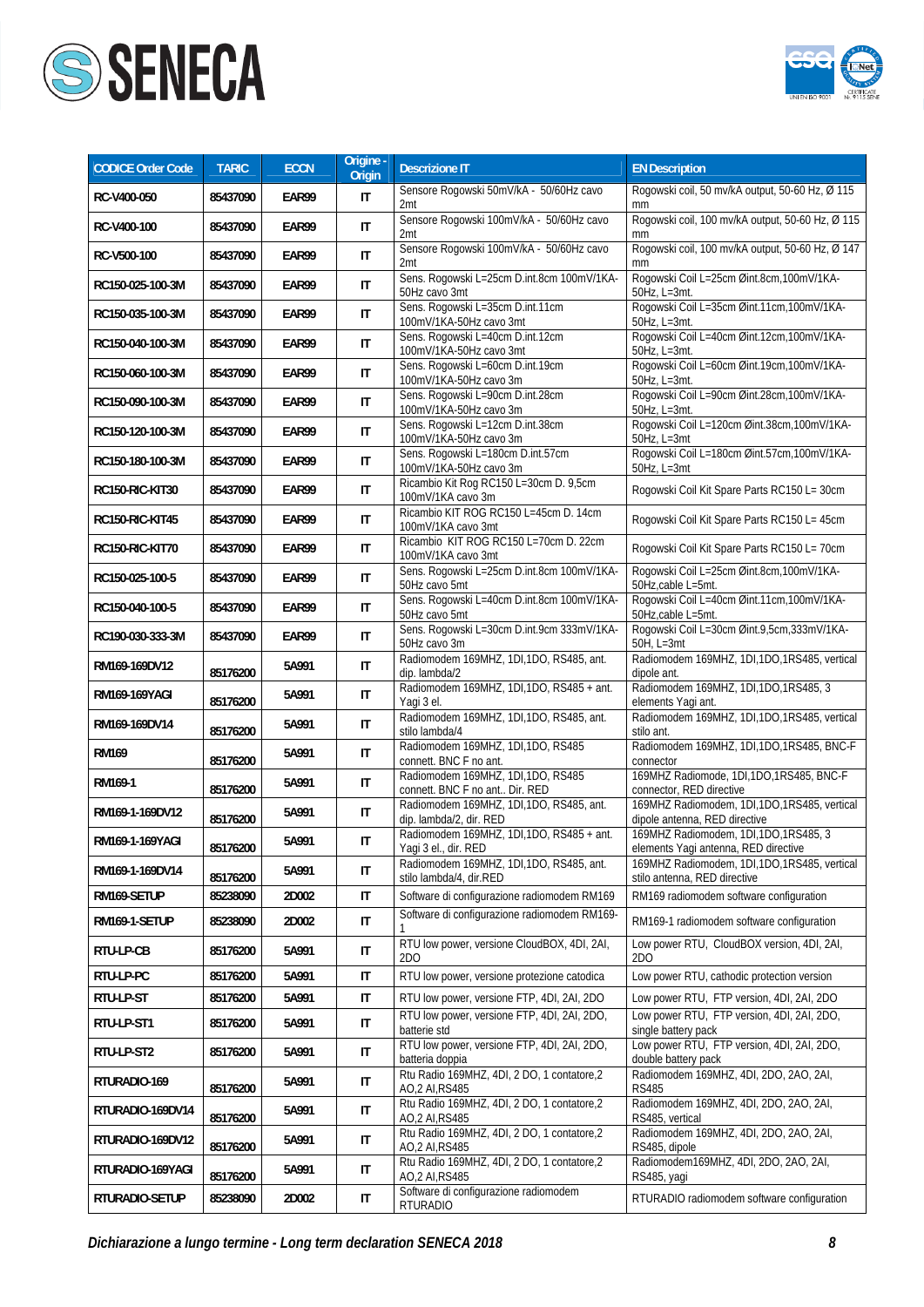| CODICE Order Code | TARIC | ECCN | Origine - Origin | Descrizione IT | EN Description |
|---|---|---|---|---|---|
| RC-V400-050 | 85437090 | EAR99 | IT | Sensore Rogowski 50mV/kA - 50/60Hz cavo 2mt | Rogowski coil, 50 mv/kA output, 50-60 Hz, Ø 115 mm |
| RC-V400-100 | 85437090 | EAR99 | IT | Sensore Rogowski 100mV/kA - 50/60Hz cavo 2mt | Rogowski coil, 100 mv/kA output, 50-60 Hz, Ø 115 mm |
| RC-V500-100 | 85437090 | EAR99 | IT | Sensore Rogowski 100mV/kA - 50/60Hz cavo 2mt | Rogowski coil, 100 mv/kA output, 50-60 Hz, Ø 147 mm |
| RC150-025-100-3M | 85437090 | EAR99 | IT | Sens. Rogowski L=25cm D.int.8cm 100mV/1KA-50Hz cavo 3mt | Rogowski Coil L=25cm Øint.8cm,100mV/1KA-50Hz, L=3mt. |
| RC150-035-100-3M | 85437090 | EAR99 | IT | Sens. Rogowski L=35cm D.int.11cm 100mV/1KA-50Hz cavo 3mt | Rogowski Coil L=35cm Øint.11cm,100mV/1KA-50Hz, L=3mt. |
| RC150-040-100-3M | 85437090 | EAR99 | IT | Sens. Rogowski L=40cm D.int.12cm 100mV/1KA-50Hz cavo 3mt | Rogowski Coil L=40cm Øint.12cm,100mV/1KA-50Hz, L=3mt. |
| RC150-060-100-3M | 85437090 | EAR99 | IT | Sens. Rogowski L=60cm D.int.19cm 100mV/1KA-50Hz cavo 3m | Rogowski Coil L=60cm Øint.19cm,100mV/1KA-50Hz, L=3mt. |
| RC150-090-100-3M | 85437090 | EAR99 | IT | Sens. Rogowski L=90cm D.int.28cm 100mV/1KA-50Hz cavo 3m | Rogowski Coil L=90cm Øint.28cm,100mV/1KA-50Hz, L=3mt. |
| RC150-120-100-3M | 85437090 | EAR99 | IT | Sens. Rogowski L=12cm D.int.38cm 100mV/1KA-50Hz cavo 3m | Rogowski Coil L=120cm Øint.38cm,100mV/1KA-50Hz, L=3mt |
| RC150-180-100-3M | 85437090 | EAR99 | IT | Sens. Rogowski L=180cm D.int.57cm 100mV/1KA-50Hz cavo 3m | Rogowski Coil L=180cm Øint.57cm,100mV/1KA-50Hz, L=3mt |
| RC150-RIC-KIT30 | 85437090 | EAR99 | IT | Ricambio Kit Rog RC150 L=30cm D. 9,5cm 100mV/1KA cavo 3m | Rogowski Coil Kit Spare Parts RC150 L= 30cm |
| RC150-RIC-KIT45 | 85437090 | EAR99 | IT | Ricambio KIT ROG RC150 L=45cm D. 14cm 100mV/1KA cavo 3mt | Rogowski Coil Kit Spare Parts RC150 L= 45cm |
| RC150-RIC-KIT70 | 85437090 | EAR99 | IT | Ricambio KIT ROG RC150 L=70cm D. 22cm 100mV/1KA cavo 3mt | Rogowski Coil Kit Spare Parts RC150 L= 70cm |
| RC150-025-100-5 | 85437090 | EAR99 | IT | Sens. Rogowski L=25cm D.int.8cm 100mV/1KA-50Hz cavo 5mt | Rogowski Coil L=25cm Øint.8cm,100mV/1KA-50Hz,cable L=5mt. |
| RC150-040-100-5 | 85437090 | EAR99 | IT | Sens. Rogowski L=40cm D.int.8cm 100mV/1KA-50Hz cavo 5mt | Rogowski Coil L=40cm Øint.11cm,100mV/1KA-50Hz,cable L=5mt. |
| RC190-030-333-3M | 85437090 | EAR99 | IT | Sens. Rogowski L=30cm D.int.9cm 333mV/1KA-50Hz cavo 3m | Rogowski Coil L=30cm Øint.9,5cm,333mV/1KA-50H, L=3mt |
| RM169-169DV12 | 85176200 | 5A991 | IT | Radiomodem 169MHZ, 1DI,1DO, RS485, ant. dip. lambda/2 | Radiomodem 169MHZ, 1DI,1DO,1RS485, vertical dipole ant. |
| RM169-169YAGI | 85176200 | 5A991 | IT | Radiomodem 169MHZ, 1DI,1DO, RS485 + ant. Yagi 3 el. | Radiomodem 169MHZ, 1DI,1DO,1RS485, 3 elements Yagi ant. |
| RM169-169DV14 | 85176200 | 5A991 | IT | Radiomodem 169MHZ, 1DI,1DO, RS485, ant. stilo lambda/4 | Radiomodem 169MHZ, 1DI,1DO,1RS485, vertical stilo ant. |
| RM169 | 85176200 | 5A991 | IT | Radiomodem 169MHZ, 1DI,1DO, RS485 connett. BNC F no ant. | Radiomodem 169MHZ, 1DI,1DO,1RS485, BNC-F connector |
| RM169-1 | 85176200 | 5A991 | IT | Radiomodem 169MHZ, 1DI,1DO, RS485 connett. BNC F no ant.. Dir. RED | 169MHZ Radiomode, 1DI,1DO,1RS485, BNC-F connector, RED directive |
| RM169-1-169DV12 | 85176200 | 5A991 | IT | Radiomodem 169MHZ, 1DI,1DO, RS485, ant. dip. lambda/2, dir. RED | 169MHZ Radiomodem, 1DI,1DO,1RS485, vertical dipole antenna, RED directive |
| RM169-1-169YAGI | 85176200 | 5A991 | IT | Radiomodem 169MHZ, 1DI,1DO, RS485 + ant. Yagi 3 el., dir. RED | 169MHZ Radiomodem, 1DI,1DO,1RS485, 3 elements Yagi antenna, RED directive |
| RM169-1-169DV14 | 85176200 | 5A991 | IT | Radiomodem 169MHZ, 1DI,1DO, RS485, ant. stilo lambda/4, dir.RED | 169MHZ Radiomodem, 1DI,1DO,1RS485, vertical stilo antenna, RED directive |
| RM169-SETUP | 85238090 | 2D002 | IT | Software di configurazione radiomodem RM169 | RM169 radiomodem software configuration |
| RM169-1-SETUP | 85238090 | 2D002 | IT | Software di configurazione radiomodem RM169-1 | RM169-1 radiomodem software configuration |
| RTU-LP-CB | 85176200 | 5A991 | IT | RTU low power, versione CloudBOX, 4DI, 2AI, 2DO | Low power RTU, CloudBOX version, 4DI, 2AI, 2DO |
| RTU-LP-PC | 85176200 | 5A991 | IT | RTU low power, versione protezione catodica | Low power RTU, cathodic protection version |
| RTU-LP-ST | 85176200 | 5A991 | IT | RTU low power, versione FTP, 4DI, 2AI, 2DO | Low power RTU, FTP version, 4DI, 2AI, 2DO |
| RTU-LP-ST1 | 85176200 | 5A991 | IT | RTU low power, versione FTP, 4DI, 2AI, 2DO, batterie std | Low power RTU, FTP version, 4DI, 2AI, 2DO, single battery pack |
| RTU-LP-ST2 | 85176200 | 5A991 | IT | RTU low power, versione FTP, 4DI, 2AI, 2DO, batteria doppia | Low power RTU, FTP version, 4DI, 2AI, 2DO, double battery pack |
| RTURADIO-169 | 85176200 | 5A991 | IT | Rtu Radio 169MHZ, 4DI, 2 DO, 1 contatore,2 AO,2 AI,RS485 | Radiomodem 169MHZ, 4DI, 2DO, 2AO, 2AI, RS485 |
| RTURADIO-169DV14 | 85176200 | 5A991 | IT | Rtu Radio 169MHZ, 4DI, 2 DO, 1 contatore,2 AO,2 AI,RS485 | Radiomodem 169MHZ, 4DI, 2DO, 2AO, 2AI, RS485, vertical |
| RTURADIO-169DV12 | 85176200 | 5A991 | IT | Rtu Radio 169MHZ, 4DI, 2 DO, 1 contatore,2 AO,2 AI,RS485 | Radiomodem 169MHZ, 4DI, 2DO, 2AO, 2AI, RS485, dipole |
| RTURADIO-169YAGI | 85176200 | 5A991 | IT | Rtu Radio 169MHZ, 4DI, 2 DO, 1 contatore,2 AO,2 AI,RS485 | Radiomodem169MHZ, 4DI, 2DO, 2AO, 2AI, RS485, yagi |
| RTURADIO-SETUP | 85238090 | 2D002 | IT | Software di configurazione radiomodem RTURADIO | RTURADIO radiomodem software configuration |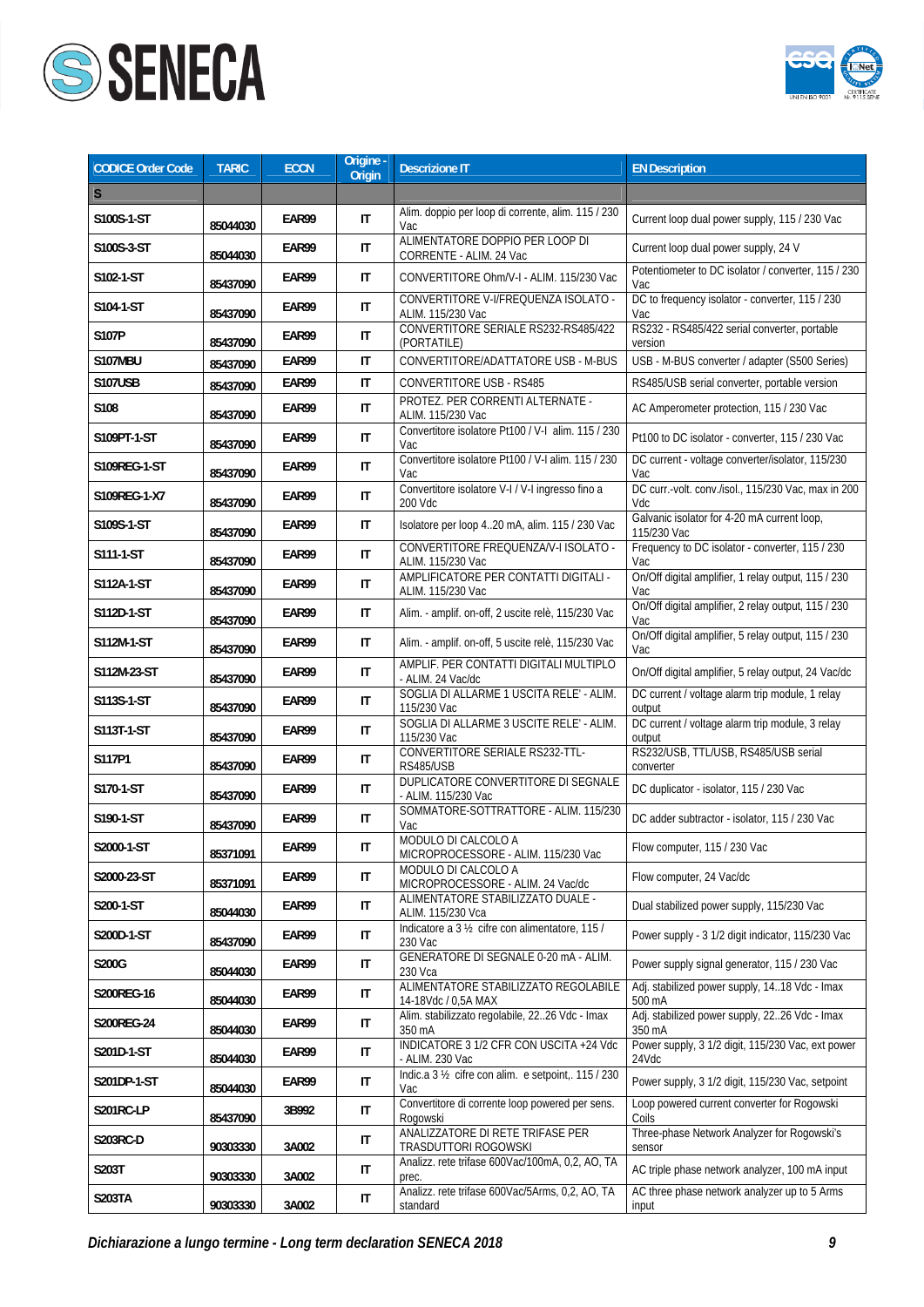| CODICE Order Code | TARIC | ECCN | Origine - Origin | Descrizione IT | EN Description |
|---|---|---|---|---|---|
| S | | | | | |
| S100S-1-ST | 85044030 | EAR99 | IT | Alim. doppio per loop di corrente, alim. 115 / 230 Vac | Current loop dual power supply, 115 / 230 Vac |
| S100S-3-ST | 85044030 | EAR99 | IT | ALIMENTATORE DOPPIO PER LOOP DI CORRENTE - ALIM. 24 Vac | Current loop dual power supply, 24 V |
| S102-1-ST | 85437090 | EAR99 | IT | CONVERTITORE Ohm/V-I - ALIM. 115/230 Vac | Potentiometer to DC isolator / converter, 115 / 230 Vac |
| S104-1-ST | 85437090 | EAR99 | IT | CONVERTITORE V-I/FREQUENZA ISOLATO - ALIM. 115/230 Vac | DC to frequency isolator - converter, 115 / 230 Vac |
| S107P | 85437090 | EAR99 | IT | CONVERTITORE SERIALE RS232-RS485/422 (PORTATILE) | RS232 - RS485/422 serial converter, portable version |
| S107MBU | 85437090 | EAR99 | IT | CONVERTITORE/ADATTATORE USB - M-BUS | USB - M-BUS converter / adapter (S500 Series) |
| S107USB | 85437090 | EAR99 | IT | CONVERTITORE USB - RS485 | RS485/USB serial converter, portable version |
| S108 | 85437090 | EAR99 | IT | PROTEZ. PER CORRENTI ALTERNATE - ALIM. 115/230 Vac | AC Amperometer protection, 115 / 230 Vac |
| S109PT-1-ST | 85437090 | EAR99 | IT | Convertitore isolatore Pt100 / V-I alim. 115 / 230 Vac | Pt100 to DC isolator - converter, 115 / 230 Vac |
| S109REG-1-ST | 85437090 | EAR99 | IT | Convertitore isolatore Pt100 / V-I alim. 115 / 230 Vac | DC current - voltage converter/isolator, 115/230 Vac |
| S109REG-1-X7 | 85437090 | EAR99 | IT | Convertitore isolatore V-I / V-I ingresso fino a 200 Vdc | DC curr.-volt. conv./isol., 115/230 Vac, max in 200 Vdc |
| S109S-1-ST | 85437090 | EAR99 | IT | Isolatore per loop 4..20 mA, alim. 115 / 230 Vac | Galvanic isolator for 4-20 mA current loop, 115/230 Vac |
| S111-1-ST | 85437090 | EAR99 | IT | CONVERTITORE FREQUENZA/V-I ISOLATO - ALIM. 115/230 Vac | Frequency to DC isolator - converter, 115 / 230 Vac |
| S112A-1-ST | 85437090 | EAR99 | IT | AMPLIFICATORE PER CONTATTI DIGITALI - ALIM. 115/230 Vac | On/Off digital amplifier, 1 relay output, 115 / 230 Vac |
| S112D-1-ST | 85437090 | EAR99 | IT | Alim. - amplif. on-off, 2 uscite relè, 115/230 Vac | On/Off digital amplifier, 2 relay output, 115 / 230 Vac |
| S112M-1-ST | 85437090 | EAR99 | IT | Alim. - amplif. on-off, 5 uscite relè, 115/230 Vac | On/Off digital amplifier, 5 relay output, 115 / 230 Vac |
| S112M-23-ST | 85437090 | EAR99 | IT | AMPLIF. PER CONTATTI DIGITALI MULTIPLO - ALIM. 24 Vac/dc | On/Off digital amplifier, 5 relay output, 24 Vac/dc |
| S113S-1-ST | 85437090 | EAR99 | IT | SOGLIA DI ALLARME 1 USCITA RELE' - ALIM. 115/230 Vac | DC current / voltage alarm trip module, 1 relay output |
| S113T-1-ST | 85437090 | EAR99 | IT | SOGLIA DI ALLARME 3 USCITE RELE' - ALIM. 115/230 Vac | DC current / voltage alarm trip module, 3 relay output |
| S117P1 | 85437090 | EAR99 | IT | CONVERTITORE SERIALE RS232-TTL-RS485/USB | RS232/USB, TTL/USB, RS485/USB serial converter |
| S170-1-ST | 85437090 | EAR99 | IT | DUPLICATORE CONVERTITORE DI SEGNALE - ALIM. 115/230 Vac | DC duplicator - isolator, 115 / 230 Vac |
| S190-1-ST | 85437090 | EAR99 | IT | SOMMATORE-SOTTRATTORE - ALIM. 115/230 Vac | DC adder subtractor - isolator, 115 / 230 Vac |
| S2000-1-ST | 85371091 | EAR99 | IT | MODULO DI CALCOLO A MICROPROCESSORE - ALIM. 115/230 Vac | Flow computer, 115 / 230 Vac |
| S2000-23-ST | 85371091 | EAR99 | IT | MODULO DI CALCOLO A MICROPROCESSORE - ALIM. 24 Vac/dc | Flow computer, 24 Vac/dc |
| S200-1-ST | 85044030 | EAR99 | IT | ALIMENTATORE STABILIZZATO DUALE - ALIM. 115/230 Vca | Dual stabilized power supply, 115/230 Vac |
| S200D-1-ST | 85437090 | EAR99 | IT | Indicatore a 3 ½ cifre con alimentatore, 115 / 230 Vac | Power supply - 3 1/2 digit indicator, 115/230 Vac |
| S200G | 85044030 | EAR99 | IT | GENERATORE DI SEGNALE 0-20 mA - ALIM. 230 Vca | Power supply signal generator, 115 / 230 Vac |
| S200REG-16 | 85044030 | EAR99 | IT | ALIMENTATORE STABILIZZATO REGOLABILE 14-18Vdc / 0,5A MAX | Adj. stabilized power supply, 14..18 Vdc - Imax 500 mA |
| S200REG-24 | 85044030 | EAR99 | IT | Alim. stabilizzato regolabile, 22..26 Vdc - Imax 350 mA | Adj. stabilized power supply, 22..26 Vdc - Imax 350 mA |
| S201D-1-ST | 85044030 | EAR99 | IT | INDICATORE 3 1/2 CFR CON USCITA +24 Vdc - ALIM. 230 Vac | Power supply, 3 1/2 digit, 115/230 Vac, ext power 24Vdc |
| S201DP-1-ST | 85044030 | EAR99 | IT | Indic.a 3 ½ cifre con alim. e setpoint,. 115 / 230 Vac | Power supply, 3 1/2 digit, 115/230 Vac, setpoint |
| S201RC-LP | 85437090 | 3B992 | IT | Convertitore di corrente loop powered per sens. Rogowski | Loop powered current converter for Rogowski Coils |
| S203RC-D | 90303330 | 3A002 | IT | ANALIZZATORE DI RETE TRIFASE PER TRASDUTTORI ROGOWSKI | Three-phase Network Analyzer for Rogowski's sensor |
| S203T | 90303330 | 3A002 | IT | Analizz. rete trifase 600Vac/100mA, 0,2, AO, TA prec. | AC triple phase network analyzer, 100 mA input |
| S203TA | 90303330 | 3A002 | IT | Analizz. rete trifase 600Vac/5Arms, 0,2, AO, TA standard | AC three phase network analyzer up to 5 Arms input |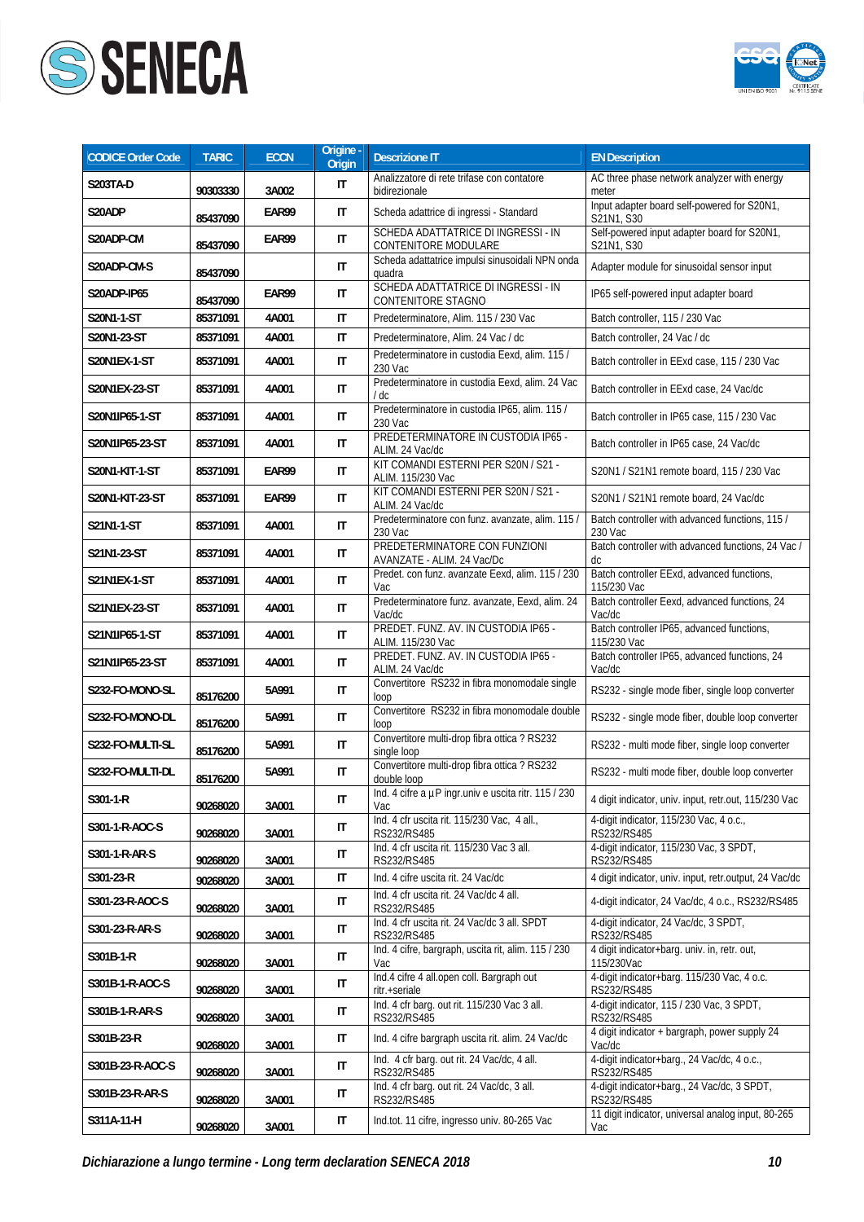| CODICE Order Code | TARIC | ECCN | Origine - Origin | Descrizione IT | EN Description |
|---|---|---|---|---|---|
| S203TA-D | 90303330 | 3A002 | IT | Analizzatore di rete trifase con contatore bidirezionale | AC three phase network analyzer with energy meter |
| S20ADP | 85437090 | EAR99 | IT | Scheda adattrice di ingressi - Standard | Input adapter board self-powered for S20N1, S21N1, S30 |
| S20ADP-CM | 85437090 | EAR99 | IT | SCHEDA ADATTATRICE DI INGRESSI - IN CONTENITORE MODULARE | Self-powered input adapter board for S20N1, S21N1, S30 |
| S20ADP-CM-S | 85437090 | | IT | Scheda adattatrice impulsi sinusoidali NPN onda quadra | Adapter module for sinusoidal sensor input |
| S20ADP-IP65 | 85437090 | EAR99 | IT | SCHEDA ADATTATRICE DI INGRESSI - IN CONTENITORE STAGNO | IP65 self-powered input adapter board |
| S20N1-1-ST | 85371091 | 4A001 | IT | Predeterminatore, Alim. 115 / 230 Vac | Batch controller, 115 / 230 Vac |
| S20N1-23-ST | 85371091 | 4A001 | IT | Predeterminatore, Alim. 24 Vac / dc | Batch controller, 24 Vac / dc |
| S20N1EX-1-ST | 85371091 | 4A001 | IT | Predeterminatore in custodia Eexd, alim. 115 / 230 Vac | Batch controller in EExd case, 115 / 230 Vac |
| S20N1EX-23-ST | 85371091 | 4A001 | IT | Predeterminatore in custodia Eexd, alim. 24 Vac / dc | Batch controller in EExd case, 24 Vac/dc |
| S20N1IP65-1-ST | 85371091 | 4A001 | IT | Predeterminatore in custodia IP65, alim. 115 / 230 Vac | Batch controller in IP65 case, 115 / 230 Vac |
| S20N1IP65-23-ST | 85371091 | 4A001 | IT | PREDETERMINATORE IN CUSTODIA IP65 - ALIM. 24 Vac/dc | Batch controller in IP65 case, 24 Vac/dc |
| S20N1-KIT-1-ST | 85371091 | EAR99 | IT | KIT COMANDI ESTERNI PER S20N / S21 - ALIM. 115/230 Vac | S20N1 / S21N1 remote board, 115 / 230 Vac |
| S20N1-KIT-23-ST | 85371091 | EAR99 | IT | KIT COMANDI ESTERNI PER S20N / S21 - ALIM. 24 Vac/dc | S20N1 / S21N1 remote board, 24 Vac/dc |
| S21N1-1-ST | 85371091 | 4A001 | IT | Predeterminatore con funz. avanzate, alim. 115 / 230 Vac | Batch controller with advanced functions, 115 / 230 Vac |
| S21N1-23-ST | 85371091 | 4A001 | IT | PREDETERMINATORE CON FUNZIONI AVANZATE - ALIM. 24 Vac/Dc | Batch controller with advanced functions, 24 Vac / dc |
| S21N1EX-1-ST | 85371091 | 4A001 | IT | Predet. con funz. avanzate Eexd, alim. 115 / 230 Vac | Batch controller EExd, advanced functions, 115/230 Vac |
| S21N1EX-23-ST | 85371091 | 4A001 | IT | Predeterminatore funz. avanzate, Eexd, alim. 24 Vac/dc | Batch controller Eexd, advanced functions, 24 Vac/dc |
| S21N1IP65-1-ST | 85371091 | 4A001 | IT | PREDET. FUNZ. AV. IN CUSTODIA IP65 - ALIM. 115/230 Vac | Batch controller IP65, advanced functions, 115/230 Vac |
| S21N1IP65-23-ST | 85371091 | 4A001 | IT | PREDET. FUNZ. AV. IN CUSTODIA IP65 - ALIM. 24 Vac/dc | Batch controller IP65, advanced functions, 24 Vac/dc |
| S232-FO-MONO-SL | 85176200 | 5A991 | IT | Convertitore RS232 in fibra monomodale single loop | RS232 - single mode fiber, single loop converter |
| S232-FO-MONO-DL | 85176200 | 5A991 | IT | Convertitore RS232 in fibra monomodale double loop | RS232 - single mode fiber, double loop converter |
| S232-FO-MULTI-SL | 85176200 | 5A991 | IT | Convertitore multi-drop fibra ottica ? RS232 single loop | RS232 - multi mode fiber, single loop converter |
| S232-FO-MULTI-DL | 85176200 | 5A991 | IT | Convertitore multi-drop fibra ottica ? RS232 double loop | RS232 - multi mode fiber, double loop converter |
| S301-1-R | 90268020 | 3A001 | IT | Ind. 4 cifre a µP ingr.univ e uscita ritr. 115 / 230 Vac | 4 digit indicator, univ. input, retr.out, 115/230 Vac |
| S301-1-R-AOC-S | 90268020 | 3A001 | IT | Ind. 4 cfr uscita rit. 115/230 Vac, 4 all., RS232/RS485 | 4-digit indicator, 115/230 Vac, 4 o.c., RS232/RS485 |
| S301-1-R-AR-S | 90268020 | 3A001 | IT | Ind. 4 cfr uscita rit. 115/230 Vac 3 all. RS232/RS485 | 4-digit indicator, 115/230 Vac, 3 SPDT, RS232/RS485 |
| S301-23-R | 90268020 | 3A001 | IT | Ind. 4 cifre uscita rit. 24 Vac/dc | 4 digit indicator, univ. input, retr.output, 24 Vac/dc |
| S301-23-R-AOC-S | 90268020 | 3A001 | IT | Ind. 4 cfr uscita rit. 24 Vac/dc 4 all. RS232/RS485 | 4-digit indicator, 24 Vac/dc, 4 o.c., RS232/RS485 |
| S301-23-R-AR-S | 90268020 | 3A001 | IT | Ind. 4 cfr uscita rit. 24 Vac/dc 3 all. SPDT RS232/RS485 | 4-digit indicator, 24 Vac/dc, 3 SPDT, RS232/RS485 |
| S301B-1-R | 90268020 | 3A001 | IT | Ind. 4 cifre, bargraph, uscita rit, alim. 115 / 230 Vac | 4 digit indicator+barg. univ. in, retr. out, 115/230Vac |
| S301B-1-R-AOC-S | 90268020 | 3A001 | IT | Ind.4 cifre 4 all.open coll. Bargraph out ritr.+seriale | 4-digit indicator+barg. 115/230 Vac, 4 o.c. RS232/RS485 |
| S301B-1-R-AR-S | 90268020 | 3A001 | IT | Ind. 4 cfr barg. out rit. 115/230 Vac 3 all. RS232/RS485 | 4-digit indicator, 115 / 230 Vac, 3 SPDT, RS232/RS485 |
| S301B-23-R | 90268020 | 3A001 | IT | Ind. 4 cifre bargraph uscita rit. alim. 24 Vac/dc | 4 digit indicator + bargraph, power supply 24 Vac/dc |
| S301B-23-R-AOC-S | 90268020 | 3A001 | IT | Ind. 4 cfr barg. out rit. 24 Vac/dc, 4 all. RS232/RS485 | 4-digit indicator+barg., 24 Vac/dc, 4 o.c., RS232/RS485 |
| S301B-23-R-AR-S | 90268020 | 3A001 | IT | Ind. 4 cfr barg. out rit. 24 Vac/dc, 3 all. RS232/RS485 | 4-digit indicator+barg., 24 Vac/dc, 3 SPDT, RS232/RS485 |
| S311A-11-H | 90268020 | 3A001 | IT | Ind.tot. 11 cifre, ingresso univ. 80-265 Vac | 11 digit indicator, universal analog input, 80-265 Vac |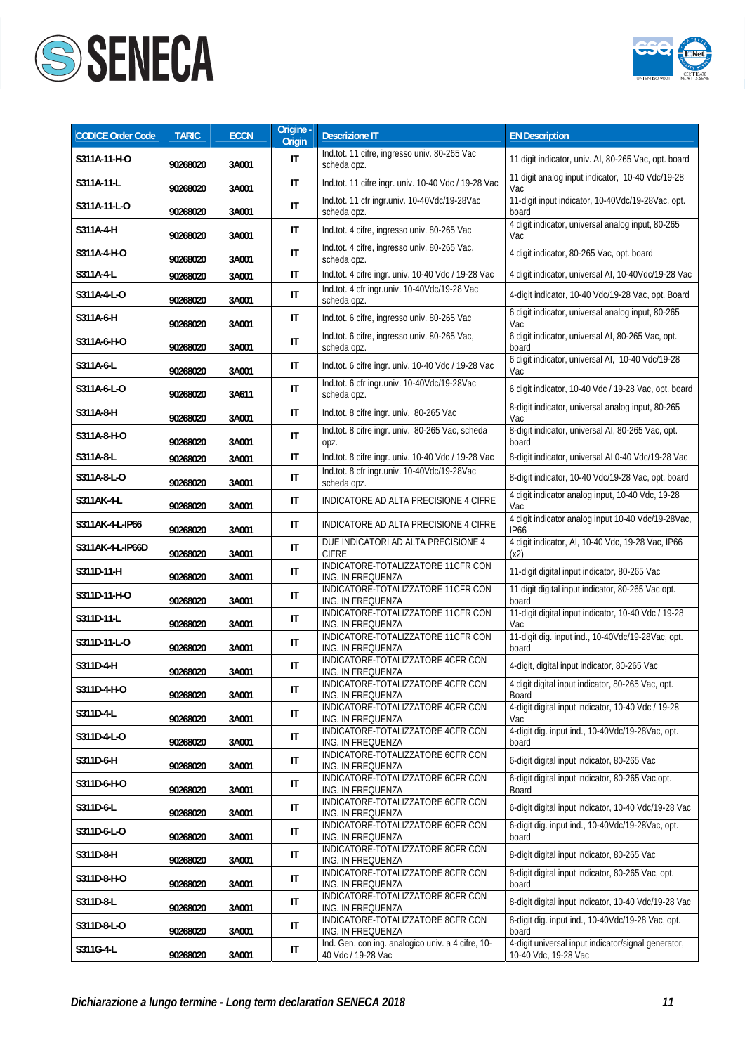| CODICE Order Code | TARIC | ECCN | Origine - Origin | Descrizione IT | EN Description |
|---|---|---|---|---|---|
| S311A-11-H-O | 90268020 | 3A001 | IT | Ind.tot. 11 cifre, ingresso univ. 80-265 Vac scheda opz. | 11 digit indicator, univ. AI, 80-265 Vac, opt. board |
| S311A-11-L | 90268020 | 3A001 | IT | Ind.tot. 11 cifre ingr. univ. 10-40 Vdc / 19-28 Vac | 11 digit analog input indicator, 10-40 Vdc/19-28 Vac |
| S311A-11-L-O | 90268020 | 3A001 | IT | Ind.tot. 11 cfr ingr.univ. 10-40Vdc/19-28Vac scheda opz. | 11-digit input indicator, 10-40Vdc/19-28Vac, opt. board |
| S311A-4-H | 90268020 | 3A001 | IT | Ind.tot. 4 cifre, ingresso univ. 80-265 Vac | 4 digit indicator, universal analog input, 80-265 Vac |
| S311A-4-H-O | 90268020 | 3A001 | IT | Ind.tot. 4 cifre, ingresso univ. 80-265 Vac, scheda opz. | 4 digit indicator, 80-265 Vac, opt. board |
| S311A-4-L | 90268020 | 3A001 | IT | Ind.tot. 4 cifre ingr. univ. 10-40 Vdc / 19-28 Vac | 4 digit indicator, universal AI, 10-40Vdc/19-28 Vac |
| S311A-4-L-O | 90268020 | 3A001 | IT | Ind.tot. 4 cfr ingr.univ. 10-40Vdc/19-28 Vac scheda opz. | 4-digit indicator, 10-40 Vdc/19-28 Vac, opt. Board |
| S311A-6-H | 90268020 | 3A001 | IT | Ind.tot. 6 cifre, ingresso univ. 80-265 Vac | 6 digit indicator, universal analog input, 80-265 Vac |
| S311A-6-H-O | 90268020 | 3A001 | IT | Ind.tot. 6 cifre, ingresso univ. 80-265 Vac, scheda opz. | 6 digit indicator, universal AI, 80-265 Vac, opt. board |
| S311A-6-L | 90268020 | 3A001 | IT | Ind.tot. 6 cifre ingr. univ. 10-40 Vdc / 19-28 Vac | 6 digit indicator, universal AI, 10-40 Vdc/19-28 Vac |
| S311A-6-L-O | 90268020 | 3A611 | IT | Ind.tot. 6 cfr ingr.univ. 10-40Vdc/19-28Vac scheda opz. | 6 digit indicator, 10-40 Vdc / 19-28 Vac, opt. board |
| S311A-8-H | 90268020 | 3A001 | IT | Ind.tot. 8 cifre ingr. univ. 80-265 Vac | 8-digit indicator, universal analog input, 80-265 Vac |
| S311A-8-H-O | 90268020 | 3A001 | IT | Ind.tot. 8 cifre ingr. univ. 80-265 Vac, scheda opz. | 8-digit indicator, universal AI, 80-265 Vac, opt. board |
| S311A-8-L | 90268020 | 3A001 | IT | Ind.tot. 8 cifre ingr. univ. 10-40 Vdc / 19-28 Vac | 8-digit indicator, universal AI 0-40 Vdc/19-28 Vac |
| S311A-8-L-O | 90268020 | 3A001 | IT | Ind.tot. 8 cfr ingr.univ. 10-40Vdc/19-28Vac scheda opz. | 8-digit indicator, 10-40 Vdc/19-28 Vac, opt. board |
| S311AK-4-L | 90268020 | 3A001 | IT | INDICATORE AD ALTA PRECISIONE 4 CIFRE | 4 digit indicator analog input, 10-40 Vdc, 19-28 Vac |
| S311AK-4-L-IP66 | 90268020 | 3A001 | IT | INDICATORE AD ALTA PRECISIONE 4 CIFRE | 4 digit indicator analog input 10-40 Vdc/19-28Vac, IP66 |
| S311AK-4-L-IP66D | 90268020 | 3A001 | IT | DUE INDICATORI AD ALTA PRECISIONE 4 CIFRE | 4 digit indicator, AI, 10-40 Vdc, 19-28 Vac, IP66 (x2) |
| S311D-11-H | 90268020 | 3A001 | IT | INDICATORE-TOTALIZZATORE 11CFR CON ING. IN FREQUENZA | 11-digit digital input indicator, 80-265 Vac |
| S311D-11-H-O | 90268020 | 3A001 | IT | INDICATORE-TOTALIZZATORE 11CFR CON ING. IN FREQUENZA | 11 digit digital input indicator, 80-265 Vac opt. board |
| S311D-11-L | 90268020 | 3A001 | IT | INDICATORE-TOTALIZZATORE 11CFR CON ING. IN FREQUENZA | 11-digit digital input indicator, 10-40 Vdc / 19-28 Vac |
| S311D-11-L-O | 90268020 | 3A001 | IT | INDICATORE-TOTALIZZATORE 11CFR CON ING. IN FREQUENZA | 11-digit dig. input ind., 10-40Vdc/19-28Vac, opt. board |
| S311D-4-H | 90268020 | 3A001 | IT | INDICATORE-TOTALIZZATORE 4CFR CON ING. IN FREQUENZA | 4-digit, digital input indicator, 80-265 Vac |
| S311D-4-H-O | 90268020 | 3A001 | IT | INDICATORE-TOTALIZZATORE 4CFR CON ING. IN FREQUENZA | 4 digit digital input indicator, 80-265 Vac, opt. Board |
| S311D-4-L | 90268020 | 3A001 | IT | INDICATORE-TOTALIZZATORE 4CFR CON ING. IN FREQUENZA | 4-digit digital input indicator, 10-40 Vdc / 19-28 Vac |
| S311D-4-L-O | 90268020 | 3A001 | IT | INDICATORE-TOTALIZZATORE 4CFR CON ING. IN FREQUENZA | 4-digit dig. input ind., 10-40Vdc/19-28Vac, opt. board |
| S311D-6-H | 90268020 | 3A001 | IT | INDICATORE-TOTALIZZATORE 6CFR CON ING. IN FREQUENZA | 6-digit digital input indicator, 80-265 Vac |
| S311D-6-H-O | 90268020 | 3A001 | IT | INDICATORE-TOTALIZZATORE 6CFR CON ING. IN FREQUENZA | 6-digit digital input indicator, 80-265 Vac,opt. Board |
| S311D-6-L | 90268020 | 3A001 | IT | INDICATORE-TOTALIZZATORE 6CFR CON ING. IN FREQUENZA | 6-digit digital input indicator, 10-40 Vdc/19-28 Vac |
| S311D-6-L-O | 90268020 | 3A001 | IT | INDICATORE-TOTALIZZATORE 6CFR CON ING. IN FREQUENZA | 6-digit dig. input ind., 10-40Vdc/19-28Vac, opt. board |
| S311D-8-H | 90268020 | 3A001 | IT | INDICATORE-TOTALIZZATORE 8CFR CON ING. IN FREQUENZA | 8-digit digital input indicator, 80-265 Vac |
| S311D-8-H-O | 90268020 | 3A001 | IT | INDICATORE-TOTALIZZATORE 8CFR CON ING. IN FREQUENZA | 8-digit digital input indicator, 80-265 Vac, opt. board |
| S311D-8-L | 90268020 | 3A001 | IT | INDICATORE-TOTALIZZATORE 8CFR CON ING. IN FREQUENZA | 8-digit digital input indicator, 10-40 Vdc/19-28 Vac |
| S311D-8-L-O | 90268020 | 3A001 | IT | INDICATORE-TOTALIZZATORE 8CFR CON ING. IN FREQUENZA | 8-digit dig. input ind., 10-40Vdc/19-28 Vac, opt. board |
| S311G-4-L | 90268020 | 3A001 | IT | Ind. Gen. con ing. analogico univ. a 4 cifre, 10-40 Vdc / 19-28 Vac | 4-digit universal input indicator/signal generator, 10-40 Vdc, 19-28 Vac |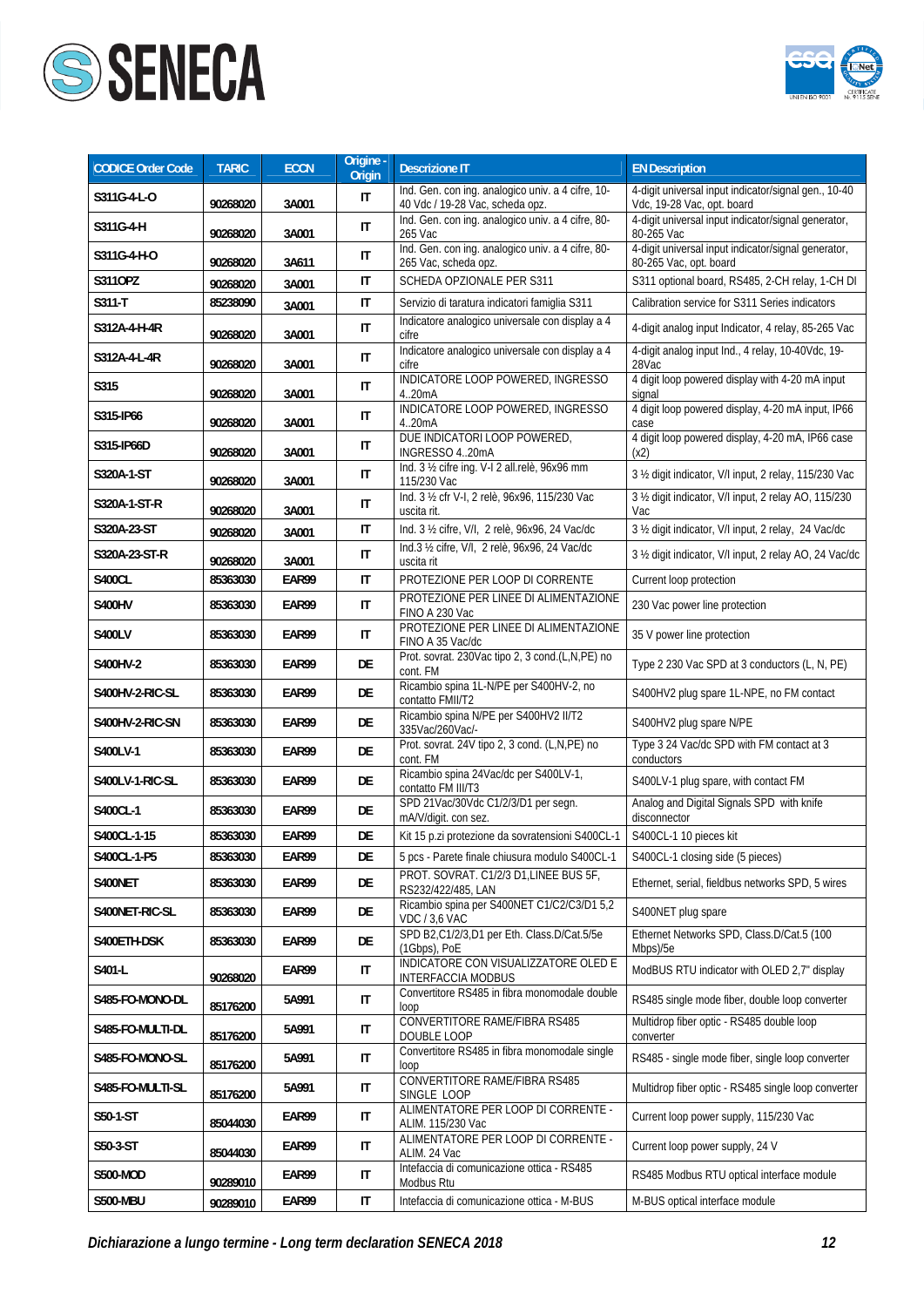| CODICE Order Code | TARIC | ECCN | Origine - Origin | Descrizione IT | EN Description |
|---|---|---|---|---|---|
| S311G-4-L-O | 90268020 | 3A001 | IT | Ind. Gen. con ing. analogico univ. a 4 cifre, 10-40 Vdc / 19-28 Vac, scheda opz. | 4-digit universal input indicator/signal gen., 10-40 Vdc, 19-28 Vac, opt. board |
| S311G-4-H | 90268020 | 3A001 | IT | Ind. Gen. con ing. analogico univ. a 4 cifre, 80-265 Vac | 4-digit universal input indicator/signal generator, 80-265 Vac |
| S311G-4-H-O | 90268020 | 3A611 | IT | Ind. Gen. con ing. analogico univ. a 4 cifre, 80-265 Vac, scheda opz. | 4-digit universal input indicator/signal generator, 80-265 Vac, opt. board |
| S311OPZ | 90268020 | 3A001 | IT | SCHEDA OPZIONALE PER S311 | S311 optional board, RS485, 2-CH relay, 1-CH DI |
| S311-T | 85238090 | 3A001 | IT | Servizio di taratura indicatori famiglia S311 | Calibration service for S311 Series indicators |
| S312A-4-H-4R | 90268020 | 3A001 | IT | Indicatore analogico universale con display a 4 cifre | 4-digit analog input Indicator, 4 relay, 85-265 Vac |
| S312A-4-L-4R | 90268020 | 3A001 | IT | Indicatore analogico universale con display a 4 cifre | 4-digit analog input Ind., 4 relay, 10-40Vdc, 19-28Vac |
| S315 | 90268020 | 3A001 | IT | INDICATORE LOOP POWERED, INGRESSO 4..20mA | 4 digit loop powered display with 4-20 mA input signal |
| S315-IP66 | 90268020 | 3A001 | IT | INDICATORE LOOP POWERED, INGRESSO 4..20mA | 4 digit loop powered display, 4-20 mA input, IP66 case |
| S315-IP66D | 90268020 | 3A001 | IT | DUE INDICATORI LOOP POWERED, INGRESSO 4..20mA | 4 digit loop powered display, 4-20 mA, IP66 case (x2) |
| S320A-1-ST | 90268020 | 3A001 | IT | Ind. 3 ½ cifre ing. V-I 2 all.relè, 96x96 mm 115/230 Vac | 3 ½ digit indicator, V/I input, 2 relay, 115/230 Vac |
| S320A-1-ST-R | 90268020 | 3A001 | IT | Ind. 3 ½ cfr V-I, 2 relè, 96x96, 115/230 Vac uscita rit. | 3 ½ digit indicator, V/I input, 2 relay AO, 115/230 Vac |
| S320A-23-ST | 90268020 | 3A001 | IT | Ind. 3 ½ cifre, V/I, 2 relè, 96x96, 24 Vac/dc | 3 ½ digit indicator, V/I input, 2 relay, 24 Vac/dc |
| S320A-23-ST-R | 90268020 | 3A001 | IT | Ind.3 ½ cifre, V/I, 2 relè, 96x96, 24 Vac/dc uscita rit | 3 ½ digit indicator, V/I input, 2 relay AO, 24 Vac/dc |
| S400CL | 85363030 | EAR99 | IT | PROTEZIONE PER LOOP DI CORRENTE | Current loop protection |
| S400HV | 85363030 | EAR99 | IT | PROTEZIONE PER LINEE DI ALIMENTAZIONE FINO A 230 Vac | 230 Vac power line protection |
| S400LV | 85363030 | EAR99 | IT | PROTEZIONE PER LINEE DI ALIMENTAZIONE FINO A 35 Vac/dc | 35 V power line protection |
| S400HV-2 | 85363030 | EAR99 | DE | Prot. sovrat. 230Vac tipo 2, 3 cond.(L,N,PE) no cont. FM | Type 2 230 Vac SPD at 3 conductors (L, N, PE) |
| S400HV-2-RIC-SL | 85363030 | EAR99 | DE | Ricambio spina 1L-N/PE per S400HV-2, no contatto FMII/T2 | S400HV2 plug spare 1L-NPE, no FM contact |
| S400HV-2-RIC-SN | 85363030 | EAR99 | DE | Ricambio spina N/PE per S400HV2 II/T2 335Vac/260Vac/- | S400HV2 plug spare N/PE |
| S400LV-1 | 85363030 | EAR99 | DE | Prot. sovrat. 24V tipo 2, 3 cond. (L,N,PE) no cont. FM | Type 3 24 Vac/dc SPD with FM contact at 3 conductors |
| S400LV-1-RIC-SL | 85363030 | EAR99 | DE | Ricambio spina 24Vac/dc per S400LV-1, contatto FM III/T3 | S400LV-1 plug spare, with contact FM |
| S400CL-1 | 85363030 | EAR99 | DE | SPD 21Vac/30Vdc C1/2/3/D1 per segn. mA/V/digit. con sez. | Analog and Digital Signals SPD with knife disconnector |
| S400CL-1-15 | 85363030 | EAR99 | DE | Kit 15 p.zi protezione da sovratensioni S400CL-1 | S400CL-1 10 pieces kit |
| S400CL-1-P5 | 85363030 | EAR99 | DE | 5 pcs - Parete finale chiusura modulo S400CL-1 | S400CL-1 closing side (5 pieces) |
| S400NET | 85363030 | EAR99 | DE | PROT. SOVRAT. C1/2/3 D1,LINEE BUS 5F, RS232/422/485, LAN | Ethernet, serial, fieldbus networks SPD, 5 wires |
| S400NET-RIC-SL | 85363030 | EAR99 | DE | Ricambio spina per S400NET C1/C2/C3/D1 5,2 VDC / 3,6 VAC | S400NET plug spare |
| S400ETH-DSK | 85363030 | EAR99 | DE | SPD B2,C1/2/3,D1 per Eth. Class.D/Cat.5/5e (1Gbps), PoE | Ethernet Networks SPD, Class.D/Cat.5 (100 Mbps)/5e |
| S401-L | 90268020 | EAR99 | IT | INDICATORE CON VISUALIZZATORE OLED E INTERFACCIA MODBUS | ModBUS RTU indicator with OLED 2,7" display |
| S485-FO-MONO-DL | 85176200 | 5A991 | IT | Convertitore RS485 in fibra monomodale double loop | RS485 single mode fiber, double loop converter |
| S485-FO-MULTI-DL | 85176200 | 5A991 | IT | CONVERTITORE RAME/FIBRA RS485 DOUBLE LOOP | Multidrop fiber optic - RS485 double loop converter |
| S485-FO-MONO-SL | 85176200 | 5A991 | IT | Convertitore RS485 in fibra monomodale single loop | RS485 - single mode fiber, single loop converter |
| S485-FO-MULTI-SL | 85176200 | 5A991 | IT | CONVERTITORE RAME/FIBRA RS485 SINGLE LOOP | Multidrop fiber optic - RS485 single loop converter |
| S50-1-ST | 85044030 | EAR99 | IT | ALIMENTATORE PER LOOP DI CORRENTE - ALIM. 115/230 Vac | Current loop power supply, 115/230 Vac |
| S50-3-ST | 85044030 | EAR99 | IT | ALIMENTATORE PER LOOP DI CORRENTE - ALIM. 24 Vac | Current loop power supply, 24 V |
| S500-MOD | 90289010 | EAR99 | IT | Intefaccia di comunicazione ottica - RS485 Modbus Rtu | RS485 Modbus RTU optical interface module |
| S500-MBU | 90289010 | EAR99 | IT | Intefaccia di comunicazione ottica - M-BUS | M-BUS optical interface module |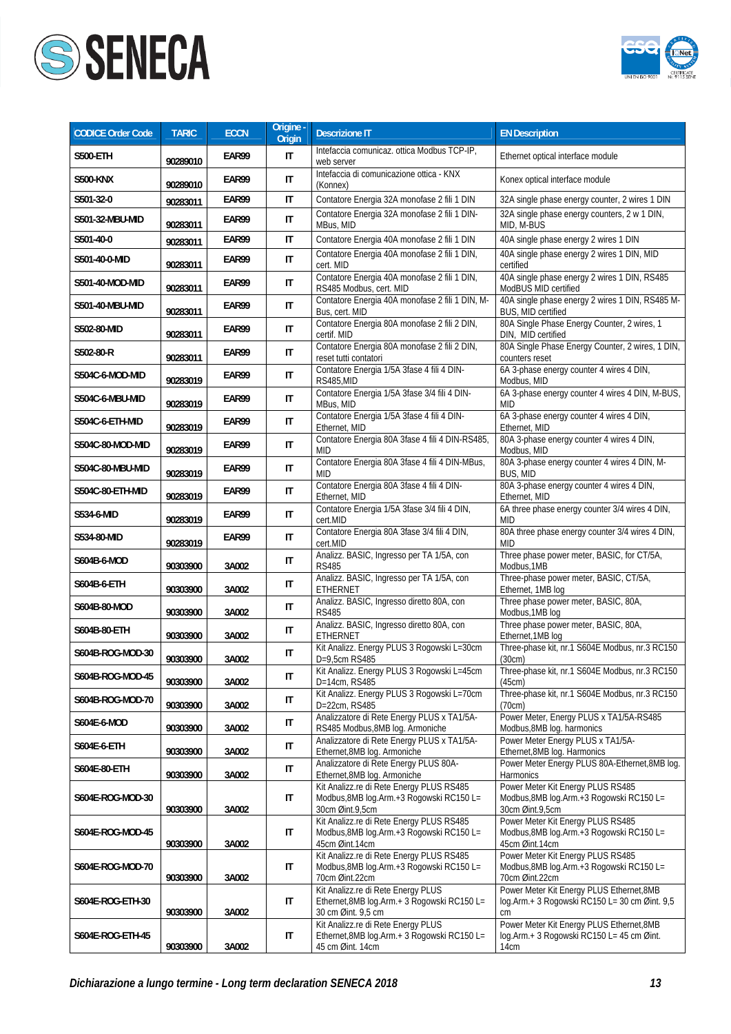| CODICE Order Code | TARIC | ECCN | Origine - Origin | Descrizione IT | EN Description |
|---|---|---|---|---|---|
| S500-ETH | 90289010 | EAR99 | IT | Intefaccia comunicaz. ottica Modbus TCP-IP, web server | Ethernet optical interface module |
| S500-KNX | 90289010 | EAR99 | IT | Intefaccia di comunicazione ottica - KNX (Konnex) | Konex optical interface module |
| S501-32-0 | 90283011 | EAR99 | IT | Contatore Energia 32A monofase 2 fili 1 DIN | 32A single phase energy counter, 2 wires 1 DIN |
| S501-32-MBU-MID | 90283011 | EAR99 | IT | Contatore Energia 32A monofase 2 fili 1 DIN-MBus, MID | 32A single phase energy counters, 2 w 1 DIN, MID, M-BUS |
| S501-40-0 | 90283011 | EAR99 | IT | Contatore Energia 40A monofase 2 fili 1 DIN | 40A single phase energy 2 wires 1 DIN |
| S501-40-0-MID | 90283011 | EAR99 | IT | Contatore Energia 40A monofase 2 fili 1 DIN, cert. MID | 40A single phase energy 2 wires 1 DIN, MID certified |
| S501-40-MOD-MID | 90283011 | EAR99 | IT | Contatore Energia 40A monofase 2 fili 1 DIN, RS485 Modbus, cert. MID | 40A single phase energy 2 wires 1 DIN, RS485 ModBUS MID certified |
| S501-40-MBU-MID | 90283011 | EAR99 | IT | Contatore Energia 40A monofase 2 fili 1 DIN, M-Bus, cert. MID | 40A single phase energy 2 wires 1 DIN, RS485 M-BUS, MID certified |
| S502-80-MID | 90283011 | EAR99 | IT | Contatore Energia 80A monofase 2 fili 2 DIN, certif. MID | 80A Single Phase Energy Counter, 2 wires, 1 DIN, MID certified |
| S502-80-R | 90283011 | EAR99 | IT | Contatore Energia 80A monofase 2 fili 2 DIN, reset tutti contatori | 80A Single Phase Energy Counter, 2 wires, 1 DIN, counters reset |
| S504C-6-MOD-MID | 90283019 | EAR99 | IT | Contatore Energia 1/5A 3fase 4 fili 4 DIN-RS485,MID | 6A 3-phase energy counter 4 wires 4 DIN, Modbus, MID |
| S504C-6-MBU-MID | 90283019 | EAR99 | IT | Contatore Energia 1/5A 3fase 3/4 fili 4 DIN-MBus, MID | 6A 3-phase energy counter 4 wires 4 DIN, M-BUS, MID |
| S504C-6-ETH-MID | 90283019 | EAR99 | IT | Contatore Energia 1/5A 3fase 4 fili 4 DIN-Ethernet, MID | 6A 3-phase energy counter 4 wires 4 DIN, Ethernet, MID |
| S504C-80-MOD-MID | 90283019 | EAR99 | IT | Contatore Energia 80A 3fase 4 fili 4 DIN-RS485, MID | 80A 3-phase energy counter 4 wires 4 DIN, Modbus, MID |
| S504C-80-MBU-MID | 90283019 | EAR99 | IT | Contatore Energia 80A 3fase 4 fili 4 DIN-MBus, MID | 80A 3-phase energy counter 4 wires 4 DIN, M-BUS, MID |
| S504C-80-ETH-MID | 90283019 | EAR99 | IT | Contatore Energia 80A 3fase 4 fili 4 DIN-Ethernet, MID | 80A 3-phase energy counter 4 wires 4 DIN, Ethernet, MID |
| S534-6-MID | 90283019 | EAR99 | IT | Contatore Energia 1/5A 3fase 3/4 fili 4 DIN, cert.MID | 6A three phase energy counter 3/4 wires 4 DIN, MID |
| S534-80-MID | 90283019 | EAR99 | IT | Contatore Energia 80A 3fase 3/4 fili 4 DIN, cert.MID | 80A three phase energy counter 3/4 wires 4 DIN, MID |
| S604B-6-MOD | 90303900 | 3A002 | IT | Analizz. BASIC, Ingresso per TA 1/5A, con RS485 | Three phase power meter, BASIC, for CT/5A, Modbus,1MB |
| S604B-6-ETH | 90303900 | 3A002 | IT | Analizz. BASIC, Ingresso per TA 1/5A, con ETHERNET | Three-phase power meter, BASIC, CT/5A, Ethernet, 1MB log |
| S604B-80-MOD | 90303900 | 3A002 | IT | Analizz. BASIC, Ingresso diretto 80A, con RS485 | Three phase power meter, BASIC, 80A, Modbus,1MB log |
| S604B-80-ETH | 90303900 | 3A002 | IT | Analizz. BASIC, Ingresso diretto 80A, con ETHERNET | Three phase power meter, BASIC, 80A, Ethernet,1MB log |
| S604B-ROG-MOD-30 | 90303900 | 3A002 | IT | Kit Analizz. Energy PLUS 3 Rogowski L=30cm D=9,5cm RS485 | Three-phase kit, nr.1 S604E Modbus, nr.3 RC150 (30cm) |
| S604B-ROG-MOD-45 | 90303900 | 3A002 | IT | Kit Analizz. Energy PLUS 3 Rogowski L=45cm D=14cm, RS485 | Three-phase kit, nr.1 S604E Modbus, nr.3 RC150 (45cm) |
| S604B-ROG-MOD-70 | 90303900 | 3A002 | IT | Kit Analizz. Energy PLUS 3 Rogowski L=70cm D=22cm, RS485 | Three-phase kit, nr.1 S604E Modbus, nr.3 RC150 (70cm) |
| S604E-6-MOD | 90303900 | 3A002 | IT | Analizzatore di Rete Energy PLUS x TA1/5A-RS485 Modbus,8MB log. Armoniche | Power Meter, Energy PLUS x TA1/5A-RS485 Modbus,8MB log. harmonics |
| S604E-6-ETH | 90303900 | 3A002 | IT | Analizzatore di Rete Energy PLUS x TA1/5A-Ethernet,8MB log. Armoniche | Power Meter Energy PLUS x TA1/5A-Ethernet,8MB log. Harmonics |
| S604E-80-ETH | 90303900 | 3A002 | IT | Analizzatore di Rete Energy PLUS 80A-Ethernet,8MB log. Armoniche | Power Meter Energy PLUS 80A-Ethernet,8MB log. Harmonics |
| S604E-ROG-MOD-30 | 90303900 | 3A002 | IT | Kit Analizz.re di Rete Energy PLUS RS485 Modbus,8MB log.Arm.+3 Rogowski RC150 L= 30cm Øint.9,5cm | Power Meter Kit Energy PLUS RS485 Modbus,8MB log.Arm.+3 Rogowski RC150 L= 30cm Øint.9,5cm |
| S604E-ROG-MOD-45 | 90303900 | 3A002 | IT | Kit Analizz.re di Rete Energy PLUS RS485 Modbus,8MB log.Arm.+3 Rogowski RC150 L= 45cm Øint.14cm | Power Meter Kit Energy PLUS RS485 Modbus,8MB log.Arm.+3 Rogowski RC150 L= 45cm Øint.14cm |
| S604E-ROG-MOD-70 | 90303900 | 3A002 | IT | Kit Analizz.re di Rete Energy PLUS RS485 Modbus,8MB log.Arm.+3 Rogowski RC150 L= 70cm Øint.22cm | Power Meter Kit Energy PLUS RS485 Modbus,8MB log.Arm.+3 Rogowski RC150 L= 70cm Øint.22cm |
| S604E-ROG-ETH-30 | 90303900 | 3A002 | IT | Kit Analizz.re di Rete Energy PLUS Ethernet,8MB log.Arm.+ 3 Rogowski RC150 L= 30 cm Øint. 9,5 cm | Power Meter Kit Energy PLUS Ethernet,8MB log.Arm.+ 3 Rogowski RC150 L= 30 cm Øint. 9,5 cm |
| S604E-ROG-ETH-45 | 90303900 | 3A002 | IT | Kit Analizz.re di Rete Energy PLUS Ethernet,8MB log.Arm.+ 3 Rogowski RC150 L= 45 cm Øint. 14cm | Power Meter Kit Energy PLUS Ethernet,8MB log.Arm.+ 3 Rogowski RC150 L= 45 cm Øint. 14cm |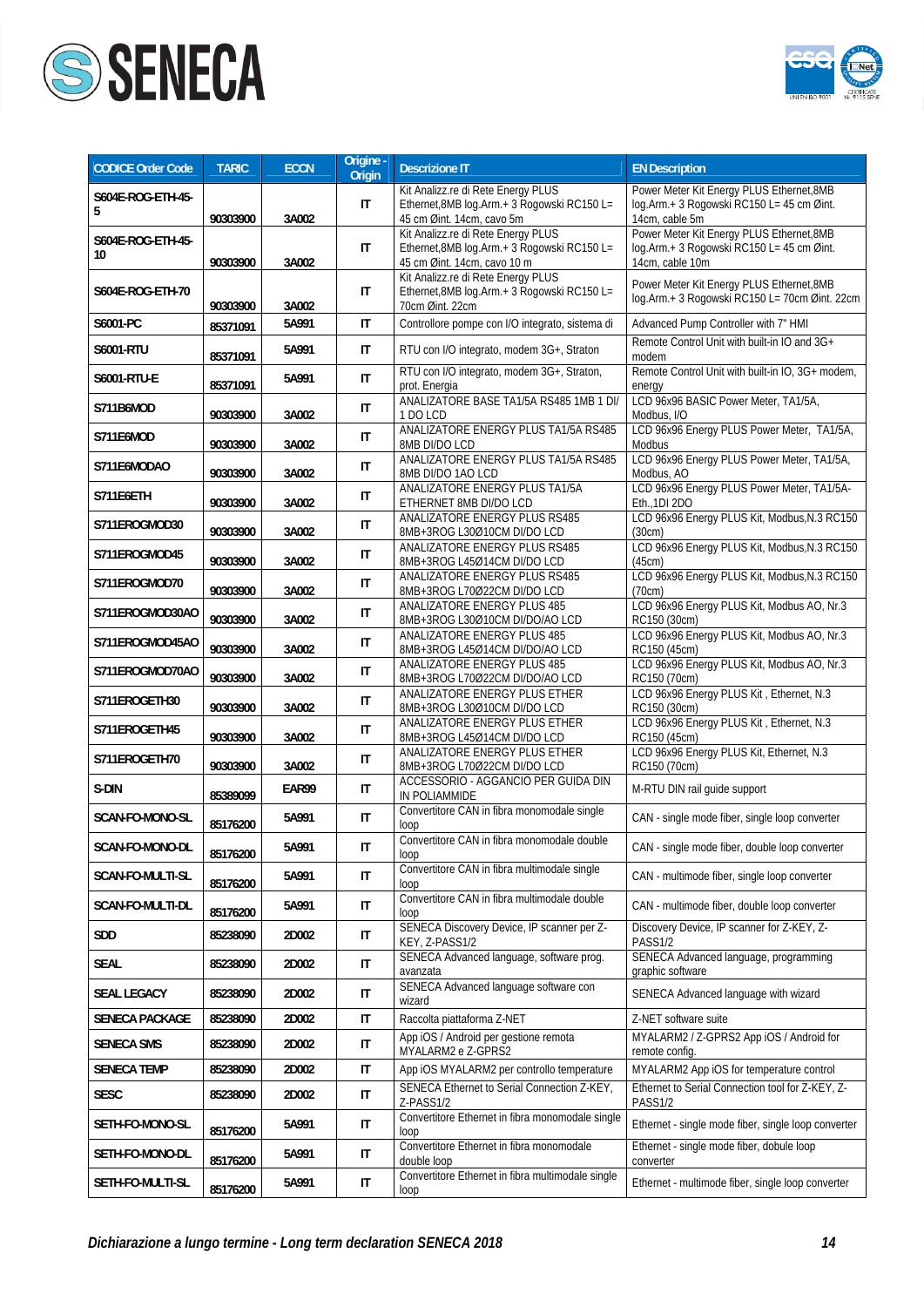| CODICE Order Code | TARIC | ECCN | Origine - Origin | Descrizione IT | EN Description |
|---|---|---|---|---|---|
| S604E-ROG-ETH-45-5 | 90303900 | 3A002 | IT | Kit Analizz.re di Rete Energy PLUS Ethernet,8MB log.Arm.+ 3 Rogowski RC150 L= 45 cm Øint. 14cm, cavo 5m | Power Meter Kit Energy PLUS Ethernet,8MB log.Arm.+ 3 Rogowski RC150 L= 45 cm Øint. 14cm, cable 5m |
| S604E-ROG-ETH-45-10 | 90303900 | 3A002 | IT | Kit Analizz.re di Rete Energy PLUS Ethernet,8MB log.Arm.+ 3 Rogowski RC150 L= 45 cm Øint. 14cm, cavo 10 m | Power Meter Kit Energy PLUS Ethernet,8MB log.Arm.+ 3 Rogowski RC150 L= 45 cm Øint. 14cm, cable 10m |
| S604E-ROG-ETH-70 | 90303900 | 3A002 | IT | Kit Analizz.re di Rete Energy PLUS Ethernet,8MB log.Arm.+ 3 Rogowski RC150 L= 70cm Øint. 22cm | Power Meter Kit Energy PLUS Ethernet,8MB log.Arm.+ 3 Rogowski RC150 L= 70cm Øint. 22cm |
| S6001-PC | 85371091 | 5A991 | IT | Controllore pompe con I/O integrato, sistema di | Advanced Pump Controller with 7" HMI |
| S6001-RTU | 85371091 | 5A991 | IT | RTU con I/O integrato, modem 3G+, Straton | Remote Control Unit with built-in IO and 3G+ modem |
| S6001-RTU-E | 85371091 | 5A991 | IT | RTU con I/O integrato, modem 3G+, Straton, prot. Energia | Remote Control Unit with built-in IO, 3G+ modem, energy |
| S711B6MOD | 90303900 | 3A002 | IT | ANALIZATORE BASE TA1/5A RS485 1MB 1 DI/ 1 DO LCD | LCD 96x96 BASIC Power Meter, TA1/5A, Modbus, I/O |
| S711E6MOD | 90303900 | 3A002 | IT | ANALIZATORE ENERGY PLUS TA1/5A RS485 8MB DI/DO LCD | LCD 96x96 Energy PLUS Power Meter, TA1/5A, Modbus |
| S711E6MODAO | 90303900 | 3A002 | IT | ANALIZATORE ENERGY PLUS TA1/5A RS485 8MB DI/DO 1AO LCD | LCD 96x96 Energy PLUS Power Meter, TA1/5A, Modbus, AO |
| S711E6ETH | 90303900 | 3A002 | IT | ANALIZATORE ENERGY PLUS TA1/5A ETHERNET 8MB DI/DO LCD | LCD 96x96 Energy PLUS Power Meter, TA1/5A-Eth.,1DI 2DO |
| S711EROGMOD30 | 90303900 | 3A002 | IT | ANALIZATORE ENERGY PLUS RS485 8MB+3ROG L30Ø10CM DI/DO LCD | LCD 96x96 Energy PLUS Kit, Modbus,N.3 RC150 (30cm) |
| S711EROGMOD45 | 90303900 | 3A002 | IT | ANALIZATORE ENERGY PLUS RS485 8MB+3ROG L45Ø14CM DI/DO LCD | LCD 96x96 Energy PLUS Kit, Modbus,N.3 RC150 (45cm) |
| S711EROGMOD70 | 90303900 | 3A002 | IT | ANALIZATORE ENERGY PLUS RS485 8MB+3ROG L70Ø22CM DI/DO LCD | LCD 96x96 Energy PLUS Kit, Modbus,N.3 RC150 (70cm) |
| S711EROGMOD30AO | 90303900 | 3A002 | IT | ANALIZATORE ENERGY PLUS 485 8MB+3ROG L30Ø10CM DI/DO/AO LCD | LCD 96x96 Energy PLUS Kit, Modbus AO, Nr.3 RC150 (30cm) |
| S711EROGMOD45AO | 90303900 | 3A002 | IT | ANALIZATORE ENERGY PLUS 485 8MB+3ROG L45Ø14CM DI/DO/AO LCD | LCD 96x96 Energy PLUS Kit, Modbus AO, Nr.3 RC150 (45cm) |
| S711EROGMOD70AO | 90303900 | 3A002 | IT | ANALIZATORE ENERGY PLUS 485 8MB+3ROG L70Ø22CM DI/DO/AO LCD | LCD 96x96 Energy PLUS Kit, Modbus AO, Nr.3 RC150 (70cm) |
| S711EROGETH30 | 90303900 | 3A002 | IT | ANALIZATORE ENERGY PLUS ETHER 8MB+3ROG L30Ø10CM DI/DO LCD | LCD 96x96 Energy PLUS Kit , Ethernet, N.3 RC150 (30cm) |
| S711EROGETH45 | 90303900 | 3A002 | IT | ANALIZATORE ENERGY PLUS ETHER 8MB+3ROG L45Ø14CM DI/DO LCD | LCD 96x96 Energy PLUS Kit , Ethernet, N.3 RC150 (45cm) |
| S711EROGETH70 | 90303900 | 3A002 | IT | ANALIZATORE ENERGY PLUS ETHER 8MB+3ROG L70Ø22CM DI/DO LCD | LCD 96x96 Energy PLUS Kit, Ethernet, N.3 RC150 (70cm) |
| S-DIN | 85389099 | EAR99 | IT | ACCESSORIO - AGGANCIO PER GUIDA DIN IN POLIAMMIDE | M-RTU DIN rail guide support |
| SCAN-FO-MONO-SL | 85176200 | 5A991 | IT | Convertitore CAN in fibra monomodale single loop | CAN - single mode fiber, single loop converter |
| SCAN-FO-MONO-DL | 85176200 | 5A991 | IT | Convertitore CAN in fibra monomodale double loop | CAN - single mode fiber, double loop converter |
| SCAN-FO-MULTI-SL | 85176200 | 5A991 | IT | Convertitore CAN in fibra multimodale single loop | CAN - multimode fiber, single loop converter |
| SCAN-FO-MULTI-DL | 85176200 | 5A991 | IT | Convertitore CAN in fibra multimodale double loop | CAN - multimode fiber, double loop converter |
| SDD | 85238090 | 2D002 | IT | SENECA Discovery Device, IP scanner per Z-KEY, Z-PASS1/2 | Discovery Device, IP scanner for Z-KEY, Z-PASS1/2 |
| SEAL | 85238090 | 2D002 | IT | SENECA Advanced language, software prog. avanzata | SENECA Advanced language, programming graphic software |
| SEAL LEGACY | 85238090 | 2D002 | IT | SENECA Advanced language software con wizard | SENECA Advanced language with wizard |
| SENECA PACKAGE | 85238090 | 2D002 | IT | Raccolta piattaforma Z-NET | Z-NET software suite |
| SENECA SMS | 85238090 | 2D002 | IT | App iOS / Android per gestione remota MYALARM2 e Z-GPRS2 | MYALARM2 / Z-GPRS2 App iOS / Android for remote config. |
| SENECA TEMP | 85238090 | 2D002 | IT | App iOS MYALARM2 per controllo temperature | MYALARM2 App iOS for temperature control |
| SESC | 85238090 | 2D002 | IT | SENECA Ethernet to Serial Connection Z-KEY, Z-PASS1/2 | Ethernet to Serial Connection tool for Z-KEY, Z-PASS1/2 |
| SETH-FO-MONO-SL | 85176200 | 5A991 | IT | Convertitore Ethernet in fibra monomodale single loop | Ethernet - single mode fiber, single loop converter |
| SETH-FO-MONO-DL | 85176200 | 5A991 | IT | Convertitore Ethernet in fibra monomodale double loop | Ethernet - single mode fiber, dobule loop converter |
| SETH-FO-MULTI-SL | 85176200 | 5A991 | IT | Convertitore Ethernet in fibra multimodale single loop | Ethernet - multimode fiber, single loop converter |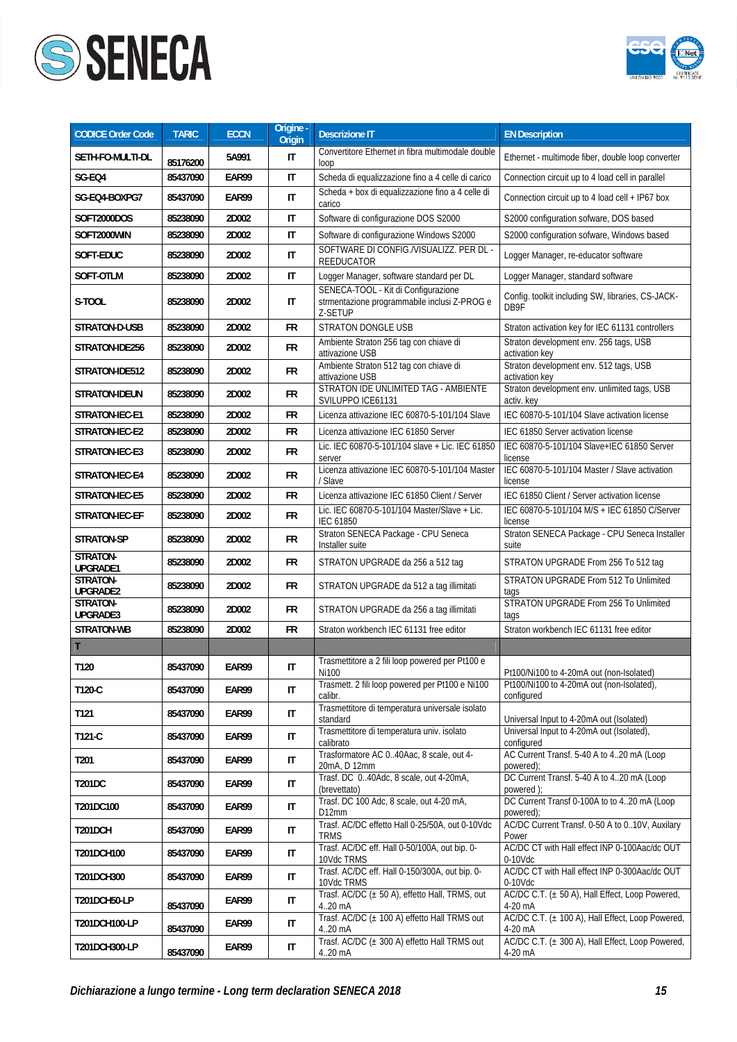| CODICE Order Code | TARIC | ECCN | Origine - Origin | Descrizione IT | EN Description |
|---|---|---|---|---|---|
| SETH-FO-MULTI-DL | 85176200 | 5A991 | IT | Convertitore Ethernet in fibra multimodale double loop | Ethernet - multimode fiber, double loop converter |
| SG-EQ4 | 85437090 | EAR99 | IT | Scheda di equalizzazione fino a 4 celle di carico | Connection circuit up to 4 load cell in parallel |
| SG-EQ4-BOXPG7 | 85437090 | EAR99 | IT | Scheda + box di equalizzazione fino a 4 celle di carico | Connection circuit up to 4 load cell + IP67 box |
| SOFT2000DOS | 85238090 | 2D002 | IT | Software di configurazione DOS S2000 | S2000 configuration sofware, DOS based |
| SOFT2000WIN | 85238090 | 2D002 | IT | Software di configurazione Windows S2000 | S2000 configuration sofware, Windows based |
| SOFT-EDUC | 85238090 | 2D002 | IT | SOFTWARE DI CONFIG./VISUALIZZ. PER DL - REEDUCATOR | Logger Manager, re-educator software |
| SOFT-OTLM | 85238090 | 2D002 | IT | Logger Manager, software standard per DL | Logger Manager, standard software |
| S-TOOL | 85238090 | 2D002 | IT | SENECA-TOOL - Kit di Configurazione strmentazione programmabile inclusi Z-PROG e Z-SETUP | Config. toolkit including SW, libraries, CS-JACK-DB9F |
| STRATON-D-USB | 85238090 | 2D002 | FR | STRATON DONGLE USB | Straton activation key for IEC 61131 controllers |
| STRATON-IDE256 | 85238090 | 2D002 | FR | Ambiente Straton 256 tag con chiave di attivazione USB | Straton development env. 256 tags, USB activation key |
| STRATON-IDE512 | 85238090 | 2D002 | FR | Ambiente Straton 512 tag con chiave di attivazione USB | Straton development env. 512 tags, USB activation key |
| STRATON-IDEUN | 85238090 | 2D002 | FR | STRATON IDE UNLIMITED TAG - AMBIENTE SVILUPPO ICE61131 | Straton development env. unlimited tags, USB activ. key |
| STRATON-IEC-E1 | 85238090 | 2D002 | FR | Licenza attivazione IEC 60870-5-101/104 Slave | IEC 60870-5-101/104 Slave activation license |
| STRATON-IEC-E2 | 85238090 | 2D002 | FR | Licenza attivazione IEC 61850 Server | IEC 61850 Server activation license |
| STRATON-IEC-E3 | 85238090 | 2D002 | FR | Lic. IEC 60870-5-101/104 slave + Lic. IEC 61850 server | IEC 60870-5-101/104 Slave+IEC 61850 Server license |
| STRATON-IEC-E4 | 85238090 | 2D002 | FR | Licenza attivazione IEC 60870-5-101/104 Master / Slave | IEC 60870-5-101/104 Master / Slave activation license |
| STRATON-IEC-E5 | 85238090 | 2D002 | FR | Licenza attivazione IEC 61850 Client / Server | IEC 61850 Client / Server activation license |
| STRATON-IEC-EF | 85238090 | 2D002 | FR | Lic. IEC 60870-5-101/104 Master/Slave + Lic. IEC 61850 | IEC 60870-5-101/104 M/S + IEC 61850 C/Server license |
| STRATON-SP | 85238090 | 2D002 | FR | Straton SENECA Package - CPU Seneca Installer suite | Straton SENECA Package - CPU Seneca Installer suite |
| STRATON-UPGRADE1 | 85238090 | 2D002 | FR | STRATON UPGRADE da 256 a 512 tag | STRATON UPGRADE From 256 To 512 tag |
| STRATON-UPGRADE2 | 85238090 | 2D002 | FR | STRATON UPGRADE da 512 a tag illimitati | STRATON UPGRADE From 512 To Unlimited tags |
| STRATON-UPGRADE3 | 85238090 | 2D002 | FR | STRATON UPGRADE da 256 a tag illimitati | STRATON UPGRADE From 256 To Unlimited tags |
| STRATON-WB | 85238090 | 2D002 | FR | Straton workbench IEC 61131 free editor | Straton workbench IEC 61131 free editor |
| T | | | | | |
| T120 | 85437090 | EAR99 | IT | Trasmettitore a 2 fili loop powered per Pt100 e Ni100 | Pt100/Ni100 to 4-20mA out (non-Isolated) |
| T120-C | 85437090 | EAR99 | IT | Trasmett. 2 fili loop powered per Pt100 e Ni100 calibr. | Pt100/Ni100 to 4-20mA out (non-Isolated), configured |
| T121 | 85437090 | EAR99 | IT | Trasmettitore di temperatura universale isolato standard | Universal Input to 4-20mA out (Isolated) |
| T121-C | 85437090 | EAR99 | IT | Trasmettitore di temperatura univ. isolato calibrato | Universal Input to 4-20mA out (Isolated), configured |
| T201 | 85437090 | EAR99 | IT | Trasformatore AC 0..40Aac, 8 scale, out 4-20mA, D 12mm | AC Current Transf. 5-40 A to 4..20 mA (Loop powered); |
| T201DC | 85437090 | EAR99 | IT | Trasf. DC 0..40Adc, 8 scale, out 4-20mA, (brevettato) | DC Current Transf. 5-40 A to 4..20 mA (Loop powered ); |
| T201DC100 | 85437090 | EAR99 | IT | Trasf. DC 100 Adc, 8 scale, out 4-20 mA, D12mm | DC Current Transf 0-100A to to 4..20 mA (Loop powered); |
| T201DCH | 85437090 | EAR99 | IT | Trasf. AC/DC effetto Hall 0-25/50A, out 0-10Vdc TRMS | AC/DC Current Transf. 0-50 A to 0..10V, Auxilary Power |
| T201DCH100 | 85437090 | EAR99 | IT | Trasf. AC/DC eff. Hall 0-50/100A, out bip. 0-10Vdc TRMS | AC/DC CT with Hall effect INP 0-100Aac/dc OUT 0-10Vdc |
| T201DCH300 | 85437090 | EAR99 | IT | Trasf. AC/DC eff. Hall 0-150/300A, out bip. 0-10Vdc TRMS | AC/DC CT with Hall effect INP 0-300Aac/dc OUT 0-10Vdc |
| T201DCH50-LP | 85437090 | EAR99 | IT | Trasf. AC/DC (± 50 A), effetto Hall, TRMS, out 4..20 mA | AC/DC C.T. (± 50 A), Hall Effect, Loop Powered, 4-20 mA |
| T201DCH100-LP | 85437090 | EAR99 | IT | Trasf. AC/DC (± 100 A) effetto Hall TRMS out 4..20 mA | AC/DC C.T. (± 100 A), Hall Effect, Loop Powered, 4-20 mA |
| T201DCH300-LP | 85437090 | EAR99 | IT | Trasf. AC/DC (± 300 A) effetto Hall TRMS out 4..20 mA | AC/DC C.T. (± 300 A), Hall Effect, Loop Powered, 4-20 mA |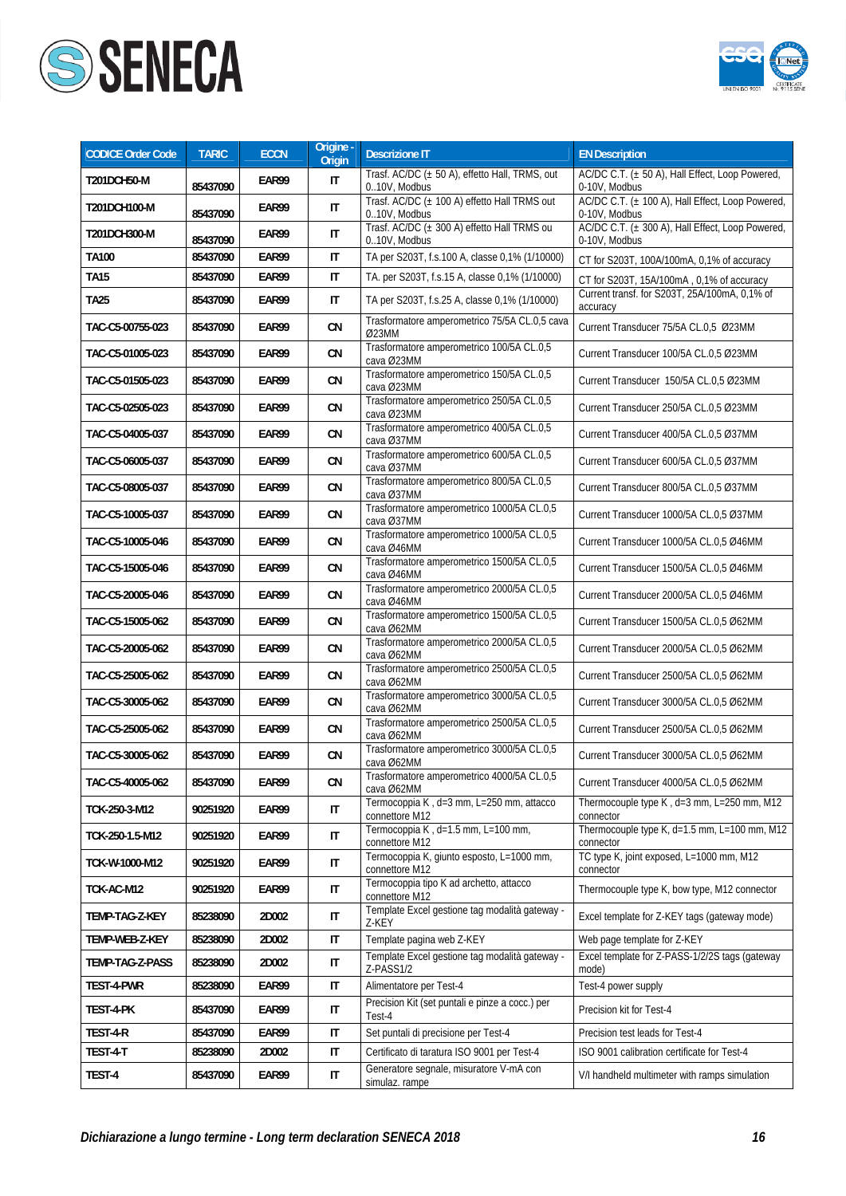| CODICE Order Code | TARIC | ECCN | Origine - Origin | Descrizione IT | EN Description |
|---|---|---|---|---|---|
| T201DCH50-M | 85437090 | EAR99 | IT | Trasf. AC/DC (± 50 A), effetto Hall, TRMS, out 0..10V, Modbus | AC/DC C.T. (± 50 A), Hall Effect, Loop Powered, 0-10V, Modbus |
| T201DCH100-M | 85437090 | EAR99 | IT | Trasf. AC/DC (± 100 A) effetto Hall TRMS out 0..10V, Modbus | AC/DC C.T. (± 100 A), Hall Effect, Loop Powered, 0-10V, Modbus |
| T201DCH300-M | 85437090 | EAR99 | IT | Trasf. AC/DC (± 300 A) effetto Hall TRMS ou 0..10V, Modbus | AC/DC C.T. (± 300 A), Hall Effect, Loop Powered, 0-10V, Modbus |
| TA100 | 85437090 | EAR99 | IT | TA per S203T, f.s.100 A, classe 0,1% (1/10000) | CT for S203T, 100A/100mA, 0,1% of accuracy |
| TA15 | 85437090 | EAR99 | IT | TA. per S203T, f.s.15 A, classe 0,1% (1/10000) | CT for S203T, 15A/100mA , 0,1% of accuracy |
| TA25 | 85437090 | EAR99 | IT | TA per S203T, f.s.25 A, classe 0,1% (1/10000) | Current transf. for S203T, 25A/100mA, 0,1% of accuracy |
| TAC-C5-00755-023 | 85437090 | EAR99 | CN | Trasformatore amperometrico 75/5A CL.0,5 cava Ø23MM | Current Transducer 75/5A CL.0,5 Ø23MM |
| TAC-C5-01005-023 | 85437090 | EAR99 | CN | Trasformatore amperometrico 100/5A CL.0,5 cava Ø23MM | Current Transducer 100/5A CL.0,5 Ø23MM |
| TAC-C5-01505-023 | 85437090 | EAR99 | CN | Trasformatore amperometrico 150/5A CL.0,5 cava Ø23MM | Current Transducer 150/5A CL.0,5 Ø23MM |
| TAC-C5-02505-023 | 85437090 | EAR99 | CN | Trasformatore amperometrico 250/5A CL.0,5 cava Ø23MM | Current Transducer 250/5A CL.0,5 Ø23MM |
| TAC-C5-04005-037 | 85437090 | EAR99 | CN | Trasformatore amperometrico 400/5A CL.0,5 cava Ø37MM | Current Transducer 400/5A CL.0,5 Ø37MM |
| TAC-C5-06005-037 | 85437090 | EAR99 | CN | Trasformatore amperometrico 600/5A CL.0,5 cava Ø37MM | Current Transducer 600/5A CL.0,5 Ø37MM |
| TAC-C5-08005-037 | 85437090 | EAR99 | CN | Trasformatore amperometrico 800/5A CL.0,5 cava Ø37MM | Current Transducer 800/5A CL.0,5 Ø37MM |
| TAC-C5-10005-037 | 85437090 | EAR99 | CN | Trasformatore amperometrico 1000/5A CL.0,5 cava Ø37MM | Current Transducer 1000/5A CL.0,5 Ø37MM |
| TAC-C5-10005-046 | 85437090 | EAR99 | CN | Trasformatore amperometrico 1000/5A CL.0,5 cava Ø46MM | Current Transducer 1000/5A CL.0,5 Ø46MM |
| TAC-C5-15005-046 | 85437090 | EAR99 | CN | Trasformatore amperometrico 1500/5A CL.0,5 cava Ø46MM | Current Transducer 1500/5A CL.0,5 Ø46MM |
| TAC-C5-20005-046 | 85437090 | EAR99 | CN | Trasformatore amperometrico 2000/5A CL.0,5 cava Ø46MM | Current Transducer 2000/5A CL.0,5 Ø46MM |
| TAC-C5-15005-062 | 85437090 | EAR99 | CN | Trasformatore amperometrico 1500/5A CL.0,5 cava Ø62MM | Current Transducer 1500/5A CL.0,5 Ø62MM |
| TAC-C5-20005-062 | 85437090 | EAR99 | CN | Trasformatore amperometrico 2000/5A CL.0,5 cava Ø62MM | Current Transducer 2000/5A CL.0,5 Ø62MM |
| TAC-C5-25005-062 | 85437090 | EAR99 | CN | Trasformatore amperometrico 2500/5A CL.0,5 cava Ø62MM | Current Transducer 2500/5A CL.0,5 Ø62MM |
| TAC-C5-30005-062 | 85437090 | EAR99 | CN | Trasformatore amperometrico 3000/5A CL.0,5 cava Ø62MM | Current Transducer 3000/5A CL.0,5 Ø62MM |
| TAC-C5-25005-062 | 85437090 | EAR99 | CN | Trasformatore amperometrico 2500/5A CL.0,5 cava Ø62MM | Current Transducer 2500/5A CL.0,5 Ø62MM |
| TAC-C5-30005-062 | 85437090 | EAR99 | CN | Trasformatore amperometrico 3000/5A CL.0,5 cava Ø62MM | Current Transducer 3000/5A CL.0,5 Ø62MM |
| TAC-C5-40005-062 | 85437090 | EAR99 | CN | Trasformatore amperometrico 4000/5A CL.0,5 cava Ø62MM | Current Transducer 4000/5A CL.0,5 Ø62MM |
| TCK-250-3-M12 | 90251920 | EAR99 | IT | Termocoppia K , d=3 mm, L=250 mm, attacco connettore M12 | Thermocouple type K , d=3 mm, L=250 mm, M12 connector |
| TCK-250-1.5-M12 | 90251920 | EAR99 | IT | Termocoppia K , d=1.5 mm, L=100 mm, connettore M12 | Thermocouple type K, d=1.5 mm, L=100 mm, M12 connector |
| TCK-W-1000-M12 | 90251920 | EAR99 | IT | Termocoppia K, giunto esposto, L=1000 mm, connettore M12 | TC type K, joint exposed, L=1000 mm, M12 connector |
| TCK-AC-M12 | 90251920 | EAR99 | IT | Termocoppia tipo K ad archetto, attacco connettore M12 | Thermocouple type K, bow type, M12 connector |
| TEMP-TAG-Z-KEY | 85238090 | 2D002 | IT | Template Excel gestione tag modalità gateway - Z-KEY | Excel template for Z-KEY tags (gateway mode) |
| TEMP-WEB-Z-KEY | 85238090 | 2D002 | IT | Template pagina web Z-KEY | Web page template for Z-KEY |
| TEMP-TAG-Z-PASS | 85238090 | 2D002 | IT | Template Excel gestione tag modalità gateway - Z-PASS1/2 | Excel template for Z-PASS-1/2/2S tags (gateway mode) |
| TEST-4-PWR | 85238090 | EAR99 | IT | Alimentatore per Test-4 | Test-4 power supply |
| TEST-4-PK | 85437090 | EAR99 | IT | Precision Kit (set puntali e pinze a cocc.) per Test-4 | Precision kit for Test-4 |
| TEST-4-R | 85437090 | EAR99 | IT | Set puntali di precisione per Test-4 | Precision test leads for Test-4 |
| TEST-4-T | 85238090 | 2D002 | IT | Certificato di taratura ISO 9001 per Test-4 | ISO 9001 calibration certificate for Test-4 |
| TEST-4 | 85437090 | EAR99 | IT | Generatore segnale, misuratore V-mA con simulaz. rampe | V/I handheld multimeter with ramps simulation |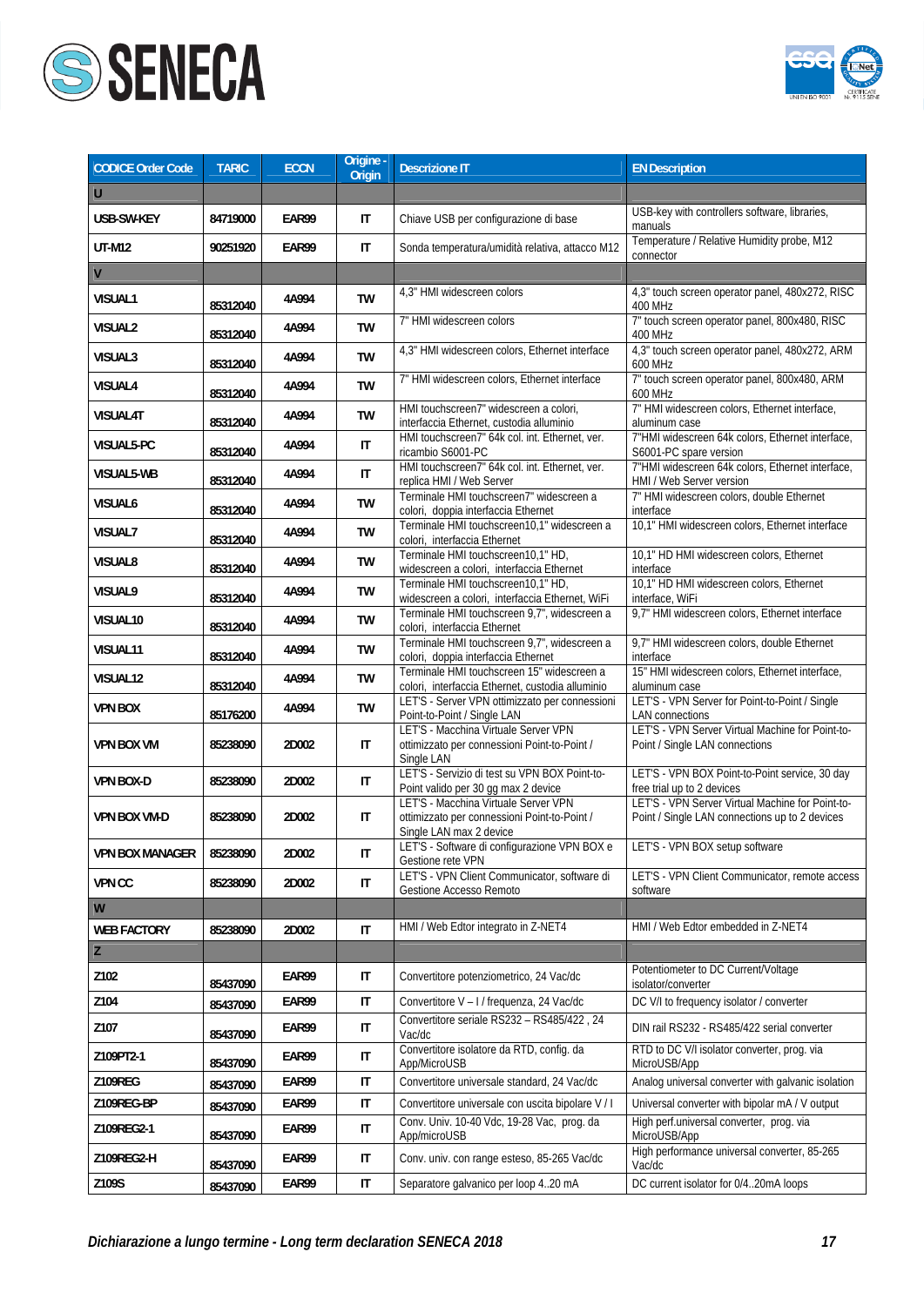| CODICE Order Code | TARIC | ECCN | Origine - Origin | Descrizione IT | EN Description |
|---|---|---|---|---|---|
| **U** | | | | | |
| USB-SW-KEY | 84719000 | EAR99 | IT | Chiave USB per configurazione di base | USB-key with controllers software, libraries, manuals |
| UT-M12 | 90251920 | EAR99 | IT | Sonda temperatura/umidità relativa, attacco M12 | Temperature / Relative Humidity probe, M12 connector |
| **V** | | | | | |
| VISUAL1 | 85312040 | 4A994 | TW | 4,3" HMI widescreen colors | 4,3" touch screen operator panel, 480x272, RISC 400 MHz |
| VISUAL2 | 85312040 | 4A994 | TW | 7" HMI widescreen colors | 7" touch screen operator panel, 800x480, RISC 400 MHz |
| VISUAL3 | 85312040 | 4A994 | TW | 4,3" HMI widescreen colors, Ethernet interface | 4,3" touch screen operator panel, 480x272, ARM 600 MHz |
| VISUAL4 | 85312040 | 4A994 | TW | 7" HMI widescreen colors, Ethernet interface | 7" touch screen operator panel, 800x480, ARM 600 MHz |
| VISUAL4T | 85312040 | 4A994 | TW | HMI touchscreen7" widescreen a colori, interfaccia Ethernet, custodia alluminio | 7" HMI widescreen colors, Ethernet interface, aluminum case |
| VISUAL5-PC | 85312040 | 4A994 | IT | HMI touchscreen7" 64k col. int. Ethernet, ver. ricambio S6001-PC | 7"HMI widescreen 64k colors, Ethernet interface, S6001-PC spare version |
| VISUAL5-WB | 85312040 | 4A994 | IT | HMI touchscreen7" 64k col. int. Ethernet, ver. replica HMI / Web Server | 7"HMI widescreen 64k colors, Ethernet interface, HMI / Web Server version |
| VISUAL6 | 85312040 | 4A994 | TW | Terminale HMI touchscreen7" widescreen a colori, doppia interfaccia Ethernet | 7" HMI widescreen colors, double Ethernet interface |
| VISUAL7 | 85312040 | 4A994 | TW | Terminale HMI touchscreen10,1" widescreen a colori, interfaccia Ethernet | 10,1" HMI widescreen colors, Ethernet interface |
| VISUAL8 | 85312040 | 4A994 | TW | Terminale HMI touchscreen10,1" HD, widescreen a colori, interfaccia Ethernet | 10,1" HD HMI widescreen colors, Ethernet interface |
| VISUAL9 | 85312040 | 4A994 | TW | Terminale HMI touchscreen10,1" HD, widescreen a colori, interfaccia Ethernet, WiFi | 10,1" HD HMI widescreen colors, Ethernet interface, WiFi |
| VISUAL10 | 85312040 | 4A994 | TW | Terminale HMI touchscreen 9,7", widescreen a colori, interfaccia Ethernet | 9,7" HMI widescreen colors, Ethernet interface |
| VISUAL11 | 85312040 | 4A994 | TW | Terminale HMI touchscreen 9,7", widescreen a colori, doppia interfaccia Ethernet | 9,7" HMI widescreen colors, double Ethernet interface |
| VISUAL12 | 85312040 | 4A994 | TW | Terminale HMI touchscreen 15" widescreen a colori, interfaccia Ethernet, custodia alluminio | 15" HMI widescreen colors, Ethernet interface, aluminum case |
| VPN BOX | 85176200 | 4A994 | TW | LET'S - Server VPN ottimizzato per connessioni Point-to-Point / Single LAN | LET'S - VPN Server for Point-to-Point / Single LAN connections |
| VPN BOX VM | 85238090 | 2D002 | IT | LET'S - Macchina Virtuale Server VPN ottimizzato per connessioni Point-to-Point / Single LAN | LET'S - VPN Server Virtual Machine for Point-to-Point / Single LAN connections |
| VPN BOX-D | 85238090 | 2D002 | IT | LET'S - Servizio di test su VPN BOX Point-to-Point valido per 30 gg max 2 device | LET'S - VPN BOX Point-to-Point service, 30 day free trial up to 2 devices |
| VPN BOX VM-D | 85238090 | 2D002 | IT | LET'S - Macchina Virtuale Server VPN ottimizzato per connessioni Point-to-Point / Single LAN max 2 device | LET'S - VPN Server Virtual Machine for Point-to-Point / Single LAN connections up to 2 devices |
| VPN BOX MANAGER | 85238090 | 2D002 | IT | LET'S - Software di configurazione VPN BOX e Gestione rete VPN | LET'S - VPN BOX setup software |
| VPN CC | 85238090 | 2D002 | IT | LET'S - VPN Client Communicator, software di Gestione Accesso Remoto | LET'S - VPN Client Communicator, remote access software |
| **W** | | | | | |
| WEB FACTORY | 85238090 | 2D002 | IT | HMI / Web Edtor integrato in Z-NET4 | HMI / Web Edtor embedded in Z-NET4 |
| **Z** | | | | | |
| Z102 | 85437090 | EAR99 | IT | Convertitore potenziometrico, 24 Vac/dc | Potentiometer to DC Current/Voltage isolator/converter |
| Z104 | 85437090 | EAR99 | IT | Convertitore V – I / frequenza, 24 Vac/dc | DC V/I to frequency isolator / converter |
| Z107 | 85437090 | EAR99 | IT | Convertitore seriale RS232 – RS485/422 , 24 Vac/dc | DIN rail RS232 - RS485/422 serial converter |
| Z109PT2-1 | 85437090 | EAR99 | IT | Convertitore isolatore da RTD, config. da App/MicroUSB | RTD to DC V/I isolator converter, prog. via MicroUSB/App |
| Z109REG | 85437090 | EAR99 | IT | Convertitore universale standard, 24 Vac/dc | Analog universal converter with galvanic isolation |
| Z109REG-BP | 85437090 | EAR99 | IT | Convertitore universale con uscita bipolare V / I | Universal converter with bipolar mA / V output |
| Z109REG2-1 | 85437090 | EAR99 | IT | Conv. Univ. 10-40 Vdc, 19-28 Vac, prog. da App/microUSB | High perf.universal converter, prog. via MicroUSB/App |
| Z109REG2-H | 85437090 | EAR99 | IT | Conv. univ. con range esteso, 85-265 Vac/dc | High performance universal converter, 85-265 Vac/dc |
| Z109S | 85437090 | EAR99 | IT | Separatore galvanico per loop 4..20 mA | DC current isolator for 0/4..20mA loops |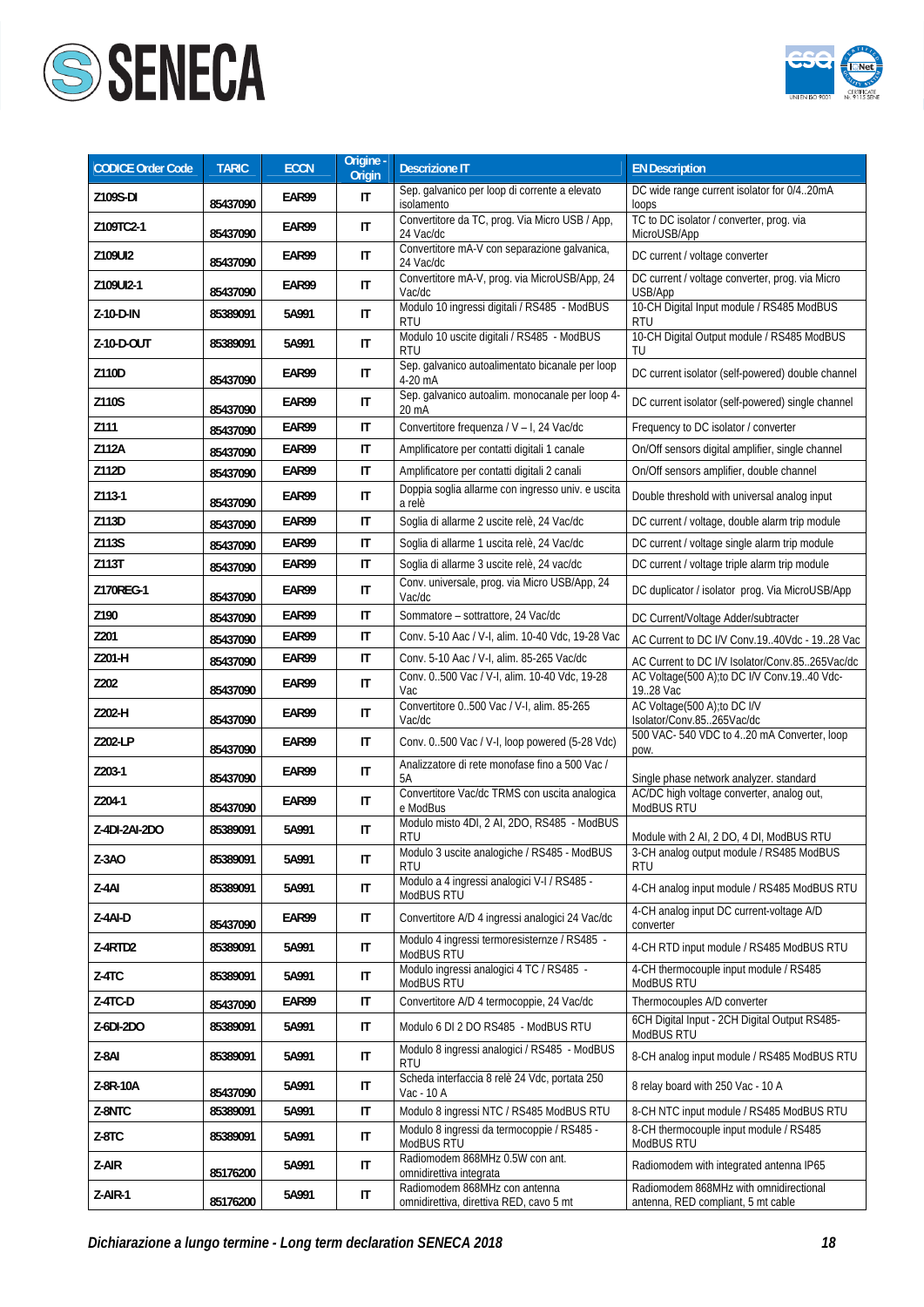| CODICE Order Code | TARIC | ECCN | Origine - Origin | Descrizione IT | EN Description |
|---|---|---|---|---|---|
| Z109S-DI | 85437090 | EAR99 | IT | Sep. galvanico per loop di corrente a elevato isolamento | DC wide range current isolator for 0/4..20mA loops |
| Z109TC2-1 | 85437090 | EAR99 | IT | Convertitore da TC, prog. Via Micro USB / App, 24 Vac/dc | TC to DC isolator / converter, prog. via MicroUSB/App |
| Z109UI2 | 85437090 | EAR99 | IT | Convertitore mA-V con separazione galvanica, 24 Vac/dc | DC current / voltage converter |
| Z109UI2-1 | 85437090 | EAR99 | IT | Convertitore mA-V, prog. via MicroUSB/App, 24 Vac/dc | DC current / voltage converter, prog. via Micro USB/App |
| Z-10-D-IN | 85389091 | 5A991 | IT | Modulo 10 ingressi digitali / RS485 - ModBUS RTU | 10-CH Digital Input module / RS485 ModBUS RTU |
| Z-10-D-OUT | 85389091 | 5A991 | IT | Modulo 10 uscite digitali / RS485 - ModBUS RTU | 10-CH Digital Output module / RS485 ModBUS TU |
| Z110D | 85437090 | EAR99 | IT | Sep. galvanico autoalimentato bicanale per loop 4-20 mA | DC current isolator (self-powered) double channel |
| Z110S | 85437090 | EAR99 | IT | Sep. galvanico autoalim. monocanale per loop 4-20 mA | DC current isolator (self-powered) single channel |
| Z111 | 85437090 | EAR99 | IT | Convertitore frequenza / V – I, 24 Vac/dc | Frequency to DC isolator / converter |
| Z112A | 85437090 | EAR99 | IT | Amplificatore per contatti digitali 1 canale | On/Off sensors digital amplifier, single channel |
| Z112D | 85437090 | EAR99 | IT | Amplificatore per contatti digitali 2 canali | On/Off sensors amplifier, double channel |
| Z113-1 | 85437090 | EAR99 | IT | Doppia soglia allarme con ingresso univ. e uscita a relè | Double threshold with universal analog input |
| Z113D | 85437090 | EAR99 | IT | Soglia di allarme 2 uscite relè, 24 Vac/dc | DC current / voltage, double alarm trip module |
| Z113S | 85437090 | EAR99 | IT | Soglia di allarme 1 uscita relè, 24 Vac/dc | DC current / voltage single alarm trip module |
| Z113T | 85437090 | EAR99 | IT | Soglia di allarme 3 uscite relè, 24 vac/dc | DC current / voltage triple alarm trip module |
| Z170REG-1 | 85437090 | EAR99 | IT | Conv. universale, prog. via Micro USB/App, 24 Vac/dc | DC duplicator / isolator prog. Via MicroUSB/App |
| Z190 | 85437090 | EAR99 | IT | Sommatore – sottrattore, 24 Vac/dc | DC Current/Voltage Adder/subtracter |
| Z201 | 85437090 | EAR99 | IT | Conv. 5-10 Aac / V-I, alim. 10-40 Vdc, 19-28 Vac | AC Current to DC I/V Conv.19..40Vdc - 19..28 Vac |
| Z201-H | 85437090 | EAR99 | IT | Conv. 5-10 Aac / V-I, alim. 85-265 Vac/dc | AC Current to DC I/V Isolator/Conv.85..265Vac/dc |
| Z202 | 85437090 | EAR99 | IT | Conv. 0..500 Vac / V-I, alim. 10-40 Vdc, 19-28 Vac | AC Voltage(500 A);to DC I/V Conv.19..40 Vdc-19..28 Vac |
| Z202-H | 85437090 | EAR99 | IT | Convertitore 0..500 Vac / V-I, alim. 85-265 Vac/dc | AC Voltage(500 A);to DC I/V Isolator/Conv.85..265Vac/dc |
| Z202-LP | 85437090 | EAR99 | IT | Conv. 0..500 Vac / V-I, loop powered (5-28 Vdc) | 500 VAC- 540 VDC to 4..20 mA Converter, loop pow. |
| Z203-1 | 85437090 | EAR99 | IT | Analizzatore di rete monofase fino a 500 Vac / 5A | Single phase network analyzer. standard |
| Z204-1 | 85437090 | EAR99 | IT | Convertitore Vac/dc TRMS con uscita analogica e ModBus | AC/DC high voltage converter, analog out, ModBUS RTU |
| Z-4DI-2AI-2DO | 85389091 | 5A991 | IT | Modulo misto 4DI, 2 AI, 2DO, RS485 - ModBUS RTU | Module with 2 AI, 2 DO, 4 DI, ModBUS RTU |
| Z-3AO | 85389091 | 5A991 | IT | Modulo 3 uscite analogiche / RS485 - ModBUS RTU | 3-CH analog output module / RS485 ModBUS RTU |
| Z-4AI | 85389091 | 5A991 | IT | Modulo a 4 ingressi analogici V-I / RS485 - ModBUS RTU | 4-CH analog input module / RS485 ModBUS RTU |
| Z-4AI-D | 85437090 | EAR99 | IT | Convertitore A/D 4 ingressi analogici 24 Vac/dc | 4-CH analog input DC current-voltage A/D converter |
| Z-4RTD2 | 85389091 | 5A991 | IT | Modulo 4 ingressi termoresisternze / RS485 - ModBUS RTU | 4-CH RTD input module / RS485 ModBUS RTU |
| Z-4TC | 85389091 | 5A991 | IT | Modulo ingressi analogici 4 TC / RS485 - ModBUS RTU | 4-CH thermocouple input module / RS485 ModBUS RTU |
| Z-4TC-D | 85437090 | EAR99 | IT | Convertitore A/D 4 termocoppie, 24 Vac/dc | Thermocouples A/D converter |
| Z-6DI-2DO | 85389091 | 5A991 | IT | Modulo 6 DI 2 DO RS485 - ModBUS RTU | 6CH Digital Input - 2CH Digital Output RS485-ModBUS RTU |
| Z-8AI | 85389091 | 5A991 | IT | Modulo 8 ingressi analogici / RS485 - ModBUS RTU | 8-CH analog input module / RS485 ModBUS RTU |
| Z-8R-10A | 85437090 | 5A991 | IT | Scheda interfaccia 8 relè 24 Vdc, portata 250 Vac - 10 A | 8 relay board with 250 Vac - 10 A |
| Z-8NTC | 85389091 | 5A991 | IT | Modulo 8 ingressi NTC / RS485 ModBUS RTU | 8-CH NTC input module / RS485 ModBUS RTU |
| Z-8TC | 85389091 | 5A991 | IT | Modulo 8 ingressi da termocoppie / RS485 - ModBUS RTU | 8-CH thermocouple input module / RS485 ModBUS RTU |
| Z-AIR | 85176200 | 5A991 | IT | Radiomodem 868MHz 0.5W con ant. omnidirettiva integrata | Radiomodem with integrated antenna IP65 |
| Z-AIR-1 | 85176200 | 5A991 | IT | Radiomodem 868MHz con antenna omnidirettiva, direttiva RED, cavo 5 mt | Radiomodem 868MHz with omnidirectional antenna, RED compliant, 5 mt cable |

*Dichiarazione a lungo termine - Long term declaration SENECA 2018*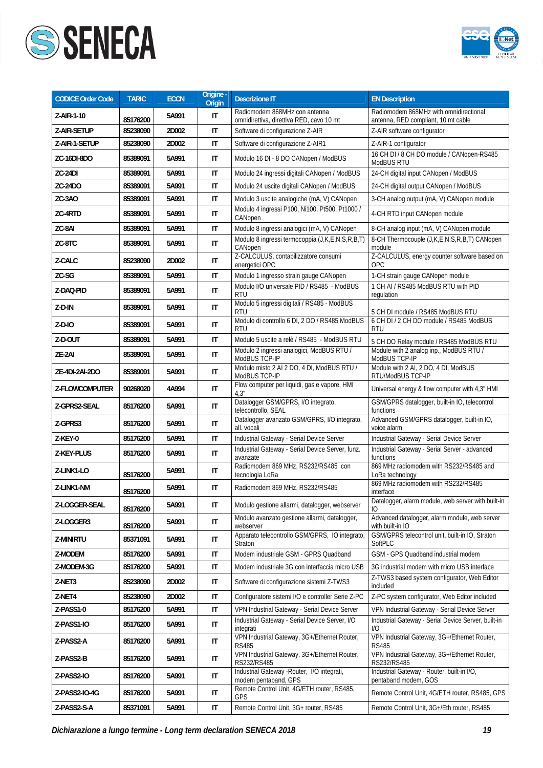| CODICE Order Code | TARIC | ECCN | Origine - Origin | Descrizione IT | EN Description |
|---|---|---|---|---|---|
| Z-AIR-1-10 | 85176200 | 5A991 | IT | Radiomodem 868MHz con antenna omnidirettiva, direttiva RED, cavo 10 mt | Radiomodem 868MHz with omnidirectional antenna, RED compliant, 10 mt cable |
| Z-AIR-SETUP | 85238090 | 2D002 | IT | Software di configurazione Z-AIR | Z-AIR software configurator |
| Z-AIR-1-SETUP | 85238090 | 2D002 | IT | Software di configurazione Z-AIR1 | Z-AIR-1 configurator |
| ZC-16DI-8DO | 85389091 | 5A991 | IT | Modulo 16 DI - 8 DO CANopen / ModBUS | 16 CH DI / 8 CH DO module / CANopen-RS485 ModBUS RTU |
| ZC-24DI | 85389091 | 5A991 | IT | Modulo 24 ingressi digitali CANopen / ModBUS | 24-CH digital input CANopen / ModBUS |
| ZC-24DO | 85389091 | 5A991 | IT | Modulo 24 uscite digitali CANopen / ModBUS | 24-CH digital output CANopen / ModBUS |
| ZC-3AO | 85389091 | 5A991 | IT | Modulo 3 uscite analogiche (mA, V) CANopen | 3-CH analog output (mA, V) CANopen module |
| ZC-4RTD | 85389091 | 5A991 | IT | Modulo 4 ingressi P100, Ni100, Pt500, Pt1000 / CANopen | 4-CH RTD input CANopen module |
| ZC-8AI | 85389091 | 5A991 | IT | Modulo 8 ingressi analogici (mA, V) CANopen | 8-CH analog input (mA, V) CANopen module |
| ZC-8TC | 85389091 | 5A991 | IT | Modulo 8 ingressi termocoppia (J,K,E,N,S,R,B,T) CANopen | 8-CH Thermocouple (J,K,E,N,S,R,B,T) CANopen module |
| Z-CALC | 85238090 | 2D002 | IT | Z-CALCULUS, contabilizzatore consumi energetici OPC | Z-CALCULUS, energy counter software based on OPC |
| ZC-SG | 85389091 | 5A991 | IT | Modulo 1 ingresso strain gauge CANopen | 1-CH strain gauge CANopen module |
| Z-DAQ-PID | 85389091 | 5A991 | IT | Modulo I/O universale PID / RS485 - ModBUS RTU | 1 CH AI / RS485 ModBUS RTU with PID regulation |
| Z-D-IN | 85389091 | 5A991 | IT | Modulo 5 ingressi digitali / RS485 - ModBUS RTU | 5 CH DI module / RS485 ModBUS RTU |
| Z-D-IO | 85389091 | 5A991 | IT | Modulo di controllo 6 DI, 2 DO / RS485 ModBUS RTU | 6 CH DI / 2 CH DO module / RS485 ModBUS RTU |
| Z-D-OUT | 85389091 | 5A991 | IT | Modulo 5 uscite a relè / RS485 - ModBUS RTU | 5 CH DO Relay module / RS485 ModBUS RTU |
| ZE-2AI | 85389091 | 5A991 | IT | Modulo 2 ingressi analogici, ModBUS RTU / ModBUS TCP-IP | Module with 2 analog inp., ModBUS RTU / ModBUS TCP-IP |
| ZE-4DI-2AI-2DO | 85389091 | 5A991 | IT | Modulo misto 2 AI 2 DO, 4 DI, ModBUS RTU / ModBUS TCP-IP | Module with 2 AI, 2 DO, 4 DI, ModBUS RTU/ModBUS TCP-IP |
| Z-FLOWCOMPUTER | 90268020 | 4A994 | IT | Flow computer per liquidi, gas e vapore, HMI 4,3" | Universal energy & flow computer with 4,3" HMI |
| Z-GPRS2-SEAL | 85176200 | 5A991 | IT | Datalogger GSM/GPRS, I/O integrato, telecontrollo, SEAL | GSM/GPRS datalogger, built-in IO, telecontrol functions |
| Z-GPRS3 | 85176200 | 5A991 | IT | Datalogger avanzato GSM/GPRS, I/O integrato, all. vocali | Advanced GSM/GPRS datalogger, built-in IO, voice alarm |
| Z-KEY-0 | 85176200 | 5A991 | IT | Industrial Gateway - Serial Device Server | Industrial Gateway - Serial Device Server |
| Z-KEY-PLUS | 85176200 | 5A991 | IT | Industrial Gateway - Serial Device Server, funz. avanzate | Industrial Gateway - Serial Server - advanced functions |
| Z-LINK1-LO | 85176200 | 5A991 | IT | Radiomodem 869 MHz, RS232/RS485 con tecnologia LoRa | 869 MHz radiomodem with RS232/RS485 and LoRa technology |
| Z-LINK1-NM | 85176200 | 5A991 | IT | Radiomodem 869 MHz, RS232/RS485 | 869 MHz radiomodem with RS232/RS485 interface |
| Z-LOGGER-SEAL | 85176200 | 5A991 | IT | Modulo gestione allarmi, datalogger, webserver | Datalogger, alarm module, web server with built-in IO |
| Z-LOGGER3 | 85176200 | 5A991 | IT | Modulo avanzato gestione allarmi, datalogger, webserver | Advanced datalogger, alarm module, web server with built-in IO |
| Z-MINIRTU | 85371091 | 5A991 | IT | Apparato telecontrollo GSM/GPRS, IO integrato, Straton | GSM/GPRS telecontrol unit, built-in IO, Straton SoftPLC |
| Z-MODEM | 85176200 | 5A991 | IT | Modem industriale GSM - GPRS Quadband | GSM - GPS Quadband industrial modem |
| Z-MODEM-3G | 85176200 | 5A991 | IT | Modem industriale 3G con interfaccia micro USB | 3G industrial modem with micro USB interface |
| Z-NET3 | 85238090 | 2D002 | IT | Software di configurazione sistemi Z-TWS3 | Z-TWS3 based system configurator, Web Editor included |
| Z-NET4 | 85238090 | 2D002 | IT | Configuratore sistemi I/O e controller Serie Z-PC | Z-PC system configurator, Web Editor included |
| Z-PASS1-0 | 85176200 | 5A991 | IT | VPN Industrial Gateway - Serial Device Server | VPN Industrial Gateway - Serial Device Server |
| Z-PASS1-IO | 85176200 | 5A991 | IT | Industrial Gateway - Serial Device Server, I/O integrati | Industrial Gateway - Serial Device Server, built-in I/O |
| Z-PASS2-A | 85176200 | 5A991 | IT | VPN Industrial Gateway, 3G+/Ethernet Router, RS485 | VPN Industrial Gateway, 3G+/Ethernet Router, RS485 |
| Z-PASS2-B | 85176200 | 5A991 | IT | VPN Industrial Gateway, 3G+/Ethernet Router, RS232/RS485 | VPN Industrial Gateway, 3G+/Ethernet Router, RS232/RS485 |
| Z-PASS2-IO | 85176200 | 5A991 | IT | Industrial Gateway -Router, I/O integrati, modem pentaband, GPS | Industrial Gateway - Router, built-in I/O, pentaband modem, GOS |
| Z-PASS2-IO-4G | 85176200 | 5A991 | IT | Remote Control Unit, 4G/ETH router, RS485, GPS | Remote Control Unit, 4G/ETH router, RS485, GPS |
| Z-PASS2-S-A | 85371091 | 5A991 | IT | Remote Control Unit, 3G+ router, RS485 | Remote Control Unit, 3G+/Eth router, RS485 |

*Dichiarazione a lungo termine - Long term declaration SENECA 2018*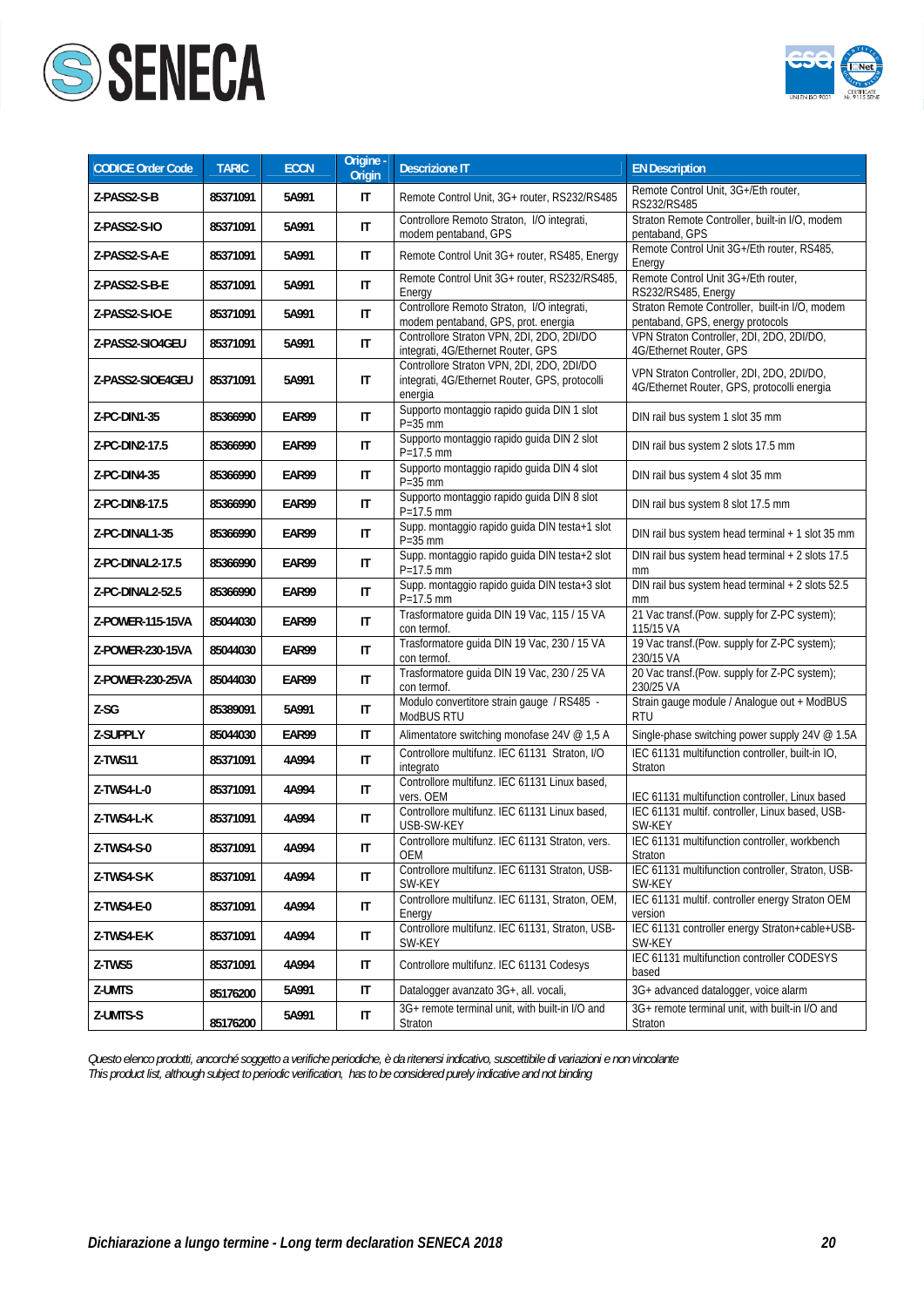| CODICE Order Code | TARIC | ECCN | Origine - Origin | Descrizione IT | EN Description |
|---|---|---|---|---|---|
| Z-PASS2-S-B | 85371091 | 5A991 | IT | Remote Control Unit, 3G+ router, RS232/RS485 | Remote Control Unit, 3G+/Eth router, RS232/RS485 |
| Z-PASS2-S-IO | 85371091 | 5A991 | IT | Controllore Remoto Straton, I/O integrati, modem pentaband, GPS | Straton Remote Controller, built-in I/O, modem pentaband, GPS |
| Z-PASS2-S-A-E | 85371091 | 5A991 | IT | Remote Control Unit 3G+ router, RS485, Energy | Remote Control Unit 3G+/Eth router, RS485, Energy |
| Z-PASS2-S-B-E | 85371091 | 5A991 | IT | Remote Control Unit 3G+ router, RS232/RS485, Energy | Remote Control Unit 3G+/Eth router, RS232/RS485, Energy |
| Z-PASS2-S-IO-E | 85371091 | 5A991 | IT | Controllore Remoto Straton, I/O integrati, modem pentaband, GPS, prot. energia | Straton Remote Controller, built-in I/O, modem pentaband, GPS, energy protocols |
| Z-PASS2-SIO4GEU | 85371091 | 5A991 | IT | Controllore Straton VPN, 2DI, 2DO, 2DI/DO integrati, 4G/Ethernet Router, GPS | VPN Straton Controller, 2DI, 2DO, 2DI/DO, 4G/Ethernet Router, GPS |
| Z-PASS2-SIOE4GEU | 85371091 | 5A991 | IT | Controllore Straton VPN, 2DI, 2DO, 2DI/DO integrati, 4G/Ethernet Router, GPS, protocolli energia | VPN Straton Controller, 2DI, 2DO, 2DI/DO, 4G/Ethernet Router, GPS, protocolli energia |
| Z-PC-DIN1-35 | 85366990 | EAR99 | IT | Supporto montaggio rapido guida DIN 1 slot P=35 mm | DIN rail bus system 1 slot 35 mm |
| Z-PC-DIN2-17.5 | 85366990 | EAR99 | IT | Supporto montaggio rapido guida DIN 2 slot P=17.5 mm | DIN rail bus system 2 slots 17.5 mm |
| Z-PC-DIN4-35 | 85366990 | EAR99 | IT | Supporto montaggio rapido guida DIN 4 slot P=35 mm | DIN rail bus system 4 slot 35 mm |
| Z-PC-DIN8-17.5 | 85366990 | EAR99 | IT | Supporto montaggio rapido guida DIN 8 slot P=17.5 mm | DIN rail bus system 8 slot 17.5 mm |
| Z-PC-DINAL1-35 | 85366990 | EAR99 | IT | Supp. montaggio rapido guida DIN testa+1 slot P=35 mm | DIN rail bus system head terminal + 1 slot 35 mm |
| Z-PC-DINAL2-17.5 | 85366990 | EAR99 | IT | Supp. montaggio rapido guida DIN testa+2 slot P=17.5 mm | DIN rail bus system head terminal + 2 slots 17.5 mm |
| Z-PC-DINAL2-52.5 | 85366990 | EAR99 | IT | Supp. montaggio rapido guida DIN testa+3 slot P=17.5 mm | DIN rail bus system head terminal + 2 slots 52.5 mm |
| Z-POWER-115-15VA | 85044030 | EAR99 | IT | Trasformatore guida DIN 19 Vac, 115 / 15 VA con termof. | 21 Vac transf.(Pow. supply for Z-PC system); 115/15 VA |
| Z-POWER-230-15VA | 85044030 | EAR99 | IT | Trasformatore guida DIN 19 Vac, 230 / 15 VA con termof. | 19 Vac transf.(Pow. supply for Z-PC system); 230/15 VA |
| Z-POWER-230-25VA | 85044030 | EAR99 | IT | Trasformatore guida DIN 19 Vac, 230 / 25 VA con termof. | 20 Vac transf.(Pow. supply for Z-PC system); 230/25 VA |
| Z-SG | 85389091 | 5A991 | IT | Modulo convertitore strain gauge / RS485 - ModBUS RTU | Strain gauge module / Analogue out + ModBUS RTU |
| Z-SUPPLY | 85044030 | EAR99 | IT | Alimentatore switching monofase 24V @ 1,5 A | Single-phase switching power supply 24V @ 1.5A |
| Z-TWS11 | 85371091 | 4A994 | IT | Controllore multifunz. IEC 61131 Straton, I/O integrato | IEC 61131 multifunction controller, built-in IO, Straton |
| Z-TWS4-L-0 | 85371091 | 4A994 | IT | Controllore multifunz. IEC 61131 Linux based, vers. OEM | IEC 61131 multifunction controller, Linux based |
| Z-TWS4-L-K | 85371091 | 4A994 | IT | Controllore multifunz. IEC 61131 Linux based, USB-SW-KEY | IEC 61131 multif. controller, Linux based, USB-SW-KEY |
| Z-TWS4-S-0 | 85371091 | 4A994 | IT | Controllore multifunz. IEC 61131 Straton, vers. OEM | IEC 61131 multifunction controller, workbench Straton |
| Z-TWS4-S-K | 85371091 | 4A994 | IT | Controllore multifunz. IEC 61131 Straton, USB-SW-KEY | IEC 61131 multifunction controller, Straton, USB-SW-KEY |
| Z-TWS4-E-0 | 85371091 | 4A994 | IT | Controllore multifunz. IEC 61131, Straton, OEM, Energy | IEC 61131 multif. controller energy Straton OEM version |
| Z-TWS4-E-K | 85371091 | 4A994 | IT | Controllore multifunz. IEC 61131, Straton, USB-SW-KEY | IEC 61131 controller energy Straton+cable+USB-SW-KEY |
| Z-TWS5 | 85371091 | 4A994 | IT | Controllore multifunz. IEC 61131 Codesys | IEC 61131 multifunction controller CODESYS based |
| Z-UMTS | 85176200 | 5A991 | IT | Datalogger avanzato 3G+, all. vocali, | 3G+ advanced datalogger, voice alarm |
| Z-UMTS-S | 85176200 | 5A991 | IT | 3G+ remote terminal unit, with built-in I/O and Straton | 3G+ remote terminal unit, with built-in I/O and Straton |

*Questo elenco prodotti, ancorché soggetto a verifiche periodiche, è da ritenersi indicativo, suscettibile di variazioni e non vincolante*
*This product list, although subject to periodic verification, has to be considered purely indicative and not binding*